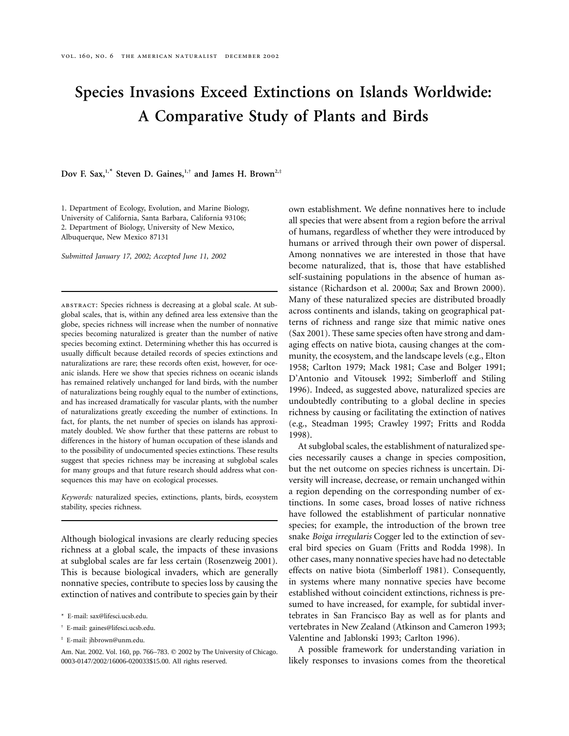# Species Invasions Exceed Extinctions on Islands Worldwide: A Comparative Study of Plants and Birds

**Dov F. Sax,[1,*] Steven D. Gaines,[1,†] and James H. Brown[2,‡]**

1. Department of Ecology, Evolution, and Marine Biology, University of California, Santa Barbara, California 93106;
2. Department of Biology, University of New Mexico, Albuquerque, New Mexico 87131

*Submitted January 17, 2002; Accepted June 11, 2002*

---

abstract: Species richness is decreasing at a global scale. At subglobal scales, that is, within any defined area less extensive than the globe, species richness will increase when the number of nonnative species becoming naturalized is greater than the number of native species becoming extinct. Determining whether this has occurred is usually difficult because detailed records of species extinctions and naturalizations are rare; these records often exist, however, for oceanic islands. Here we show that species richness on oceanic islands has remained relatively unchanged for land birds, with the number of naturalizations being roughly equal to the number of extinctions, and has increased dramatically for vascular plants, with the number of naturalizations greatly exceeding the number of extinctions. In fact, for plants, the net number of species on islands has approximately doubled. We show further that these patterns are robust to differences in the history of human occupation of these islands and to the possibility of undocumented species extinctions. These results suggest that species richness may be increasing at subglobal scales for many groups and that future research should address what consequences this may have on ecological processes.

*Keywords:* naturalized species, extinctions, plants, birds, ecosystem stability, species richness.

---

Although biological invasions are clearly reducing species richness at a global scale, the impacts of these invasions at subglobal scales are far less certain (Rosenzweig 2001). This is because biological invaders, which are generally nonnative species, contribute to species loss by causing the extinction of natives and contribute to species gain by their own establishment. We define nonnatives here to include all species that were absent from a region before the arrival of humans, regardless of whether they were introduced by humans or arrived through their own power of dispersal. Among nonnatives we are interested in those that have become naturalized, that is, those that have established self-sustaining populations in the absence of human assistance (Richardson et al. 2000*a*; Sax and Brown 2000). Many of these naturalized species are distributed broadly across continents and islands, taking on geographical patterns of richness and range size that mimic native ones (Sax 2001). These same species often have strong and damaging effects on native biota, causing changes at the community, the ecosystem, and the landscape levels (e.g., Elton 1958; Carlton 1979; Mack 1981; Case and Bolger 1991; D'Antonio and Vitousek 1992; Simberloff and Stiling 1996). Indeed, as suggested above, naturalized species are undoubtedly contributing to a global decline in species richness by causing or facilitating the extinction of natives (e.g., Steadman 1995; Crawley 1997; Fritts and Rodda 1998).

At subglobal scales, the establishment of naturalized species necessarily causes a change in species composition, but the net outcome on species richness is uncertain. Diversity will increase, decrease, or remain unchanged within a region depending on the corresponding number of extinctions. In some cases, broad losses of native richness have followed the establishment of particular nonnative species; for example, the introduction of the brown tree snake *Boiga irregularis* Cogger led to the extinction of several bird species on Guam (Fritts and Rodda 1998). In other cases, many nonnative species have had no detectable effects on native biota (Simberloff 1981). Consequently, in systems where many nonnative species have become established without coincident extinctions, richness is presumed to have increased, for example, for subtidal invertebrates in San Francisco Bay as well as for plants and vertebrates in New Zealand (Atkinson and Cameron 1993; Valentine and Jablonski 1993; Carlton 1996).

A possible framework for understanding variation in likely responses to invasions comes from the theoretical

\* E-mail: sax@lifesci.ucsb.edu.

† E-mail: gaines@lifesci.ucsb.edu.

‡ E-mail: jhbrown@unm.edu.

Am. Nat. 2002. Vol. 160, pp. 766–783. © 2002 by The University of Chicago. 0003-0147/2002/16006-020033$15.00. All rights reserved.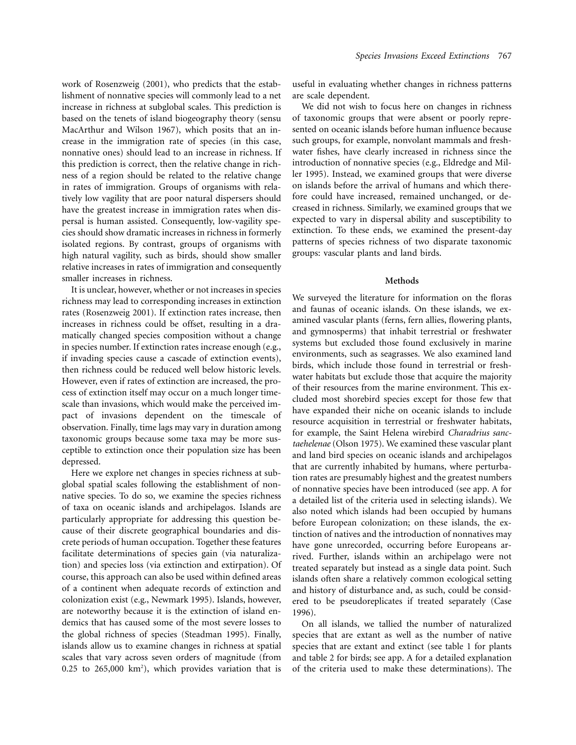work of Rosenzweig (2001), who predicts that the establishment of nonnative species will commonly lead to a net increase in richness at subglobal scales. This prediction is based on the tenets of island biogeography theory (sensu MacArthur and Wilson 1967), which posits that an increase in the immigration rate of species (in this case, nonnative ones) should lead to an increase in richness. If this prediction is correct, then the relative change in richness of a region should be related to the relative change in rates of immigration. Groups of organisms with relatively low vagility that are poor natural dispersers should have the greatest increase in immigration rates when dispersal is human assisted. Consequently, low-vagility species should show dramatic increases in richness in formerly isolated regions. By contrast, groups of organisms with high natural vagility, such as birds, should show smaller relative increases in rates of immigration and consequently smaller increases in richness.

It is unclear, however, whether or not increases in species richness may lead to corresponding increases in extinction rates (Rosenzweig 2001). If extinction rates increase, then increases in richness could be offset, resulting in a dramatically changed species composition without a change in species number. If extinction rates increase enough (e.g., if invading species cause a cascade of extinction events), then richness could be reduced well below historic levels. However, even if rates of extinction are increased, the process of extinction itself may occur on a much longer timescale than invasions, which would make the perceived impact of invasions dependent on the timescale of observation. Finally, time lags may vary in duration among taxonomic groups because some taxa may be more susceptible to extinction once their population size has been depressed.

Here we explore net changes in species richness at subglobal spatial scales following the establishment of nonnative species. To do so, we examine the species richness of taxa on oceanic islands and archipelagos. Islands are particularly appropriate for addressing this question because of their discrete geographical boundaries and discrete periods of human occupation. Together these features facilitate determinations of species gain (via naturalization) and species loss (via extinction and extirpation). Of course, this approach can also be used within defined areas of a continent when adequate records of extinction and colonization exist (e.g., Newmark 1995). Islands, however, are noteworthy because it is the extinction of island endemics that has caused some of the most severe losses to the global richness of species (Steadman 1995). Finally, islands allow us to examine changes in richness at spatial scales that vary across seven orders of magnitude (from 0.25 to 265,000 km$^2$), which provides variation that is useful in evaluating whether changes in richness patterns are scale dependent.

We did not wish to focus here on changes in richness of taxonomic groups that were absent or poorly represented on oceanic islands before human influence because such groups, for example, nonvolant mammals and freshwater fishes, have clearly increased in richness since the introduction of nonnative species (e.g., Eldredge and Miller 1995). Instead, we examined groups that were diverse on islands before the arrival of humans and which therefore could have increased, remained unchanged, or decreased in richness. Similarly, we examined groups that we expected to vary in dispersal ability and susceptibility to extinction. To these ends, we examined the present-day patterns of species richness of two disparate taxonomic groups: vascular plants and land birds.

## Methods

We surveyed the literature for information on the floras and faunas of oceanic islands. On these islands, we examined vascular plants (ferns, fern allies, flowering plants, and gymnosperms) that inhabit terrestrial or freshwater systems but excluded those found exclusively in marine environments, such as seagrasses. We also examined land birds, which include those found in terrestrial or freshwater habitats but exclude those that acquire the majority of their resources from the marine environment. This excluded most shorebird species except for those few that have expanded their niche on oceanic islands to include resource acquisition in terrestrial or freshwater habitats, for example, the Saint Helena wirebird *Charadrius sanctaehelenae* (Olson 1975). We examined these vascular plant and land bird species on oceanic islands and archipelagos that are currently inhabited by humans, where perturbation rates are presumably highest and the greatest numbers of nonnative species have been introduced (see app. A for a detailed list of the criteria used in selecting islands). We also noted which islands had been occupied by humans before European colonization; on these islands, the extinction of natives and the introduction of nonnatives may have gone unrecorded, occurring before Europeans arrived. Further, islands within an archipelago were not treated separately but instead as a single data point. Such islands often share a relatively common ecological setting and history of disturbance and, as such, could be considered to be pseudoreplicates if treated separately (Case 1996).

On all islands, we tallied the number of naturalized species that are extant as well as the number of native species that are extant and extinct (see table 1 for plants and table 2 for birds; see app. A for a detailed explanation of the criteria used to make these determinations). The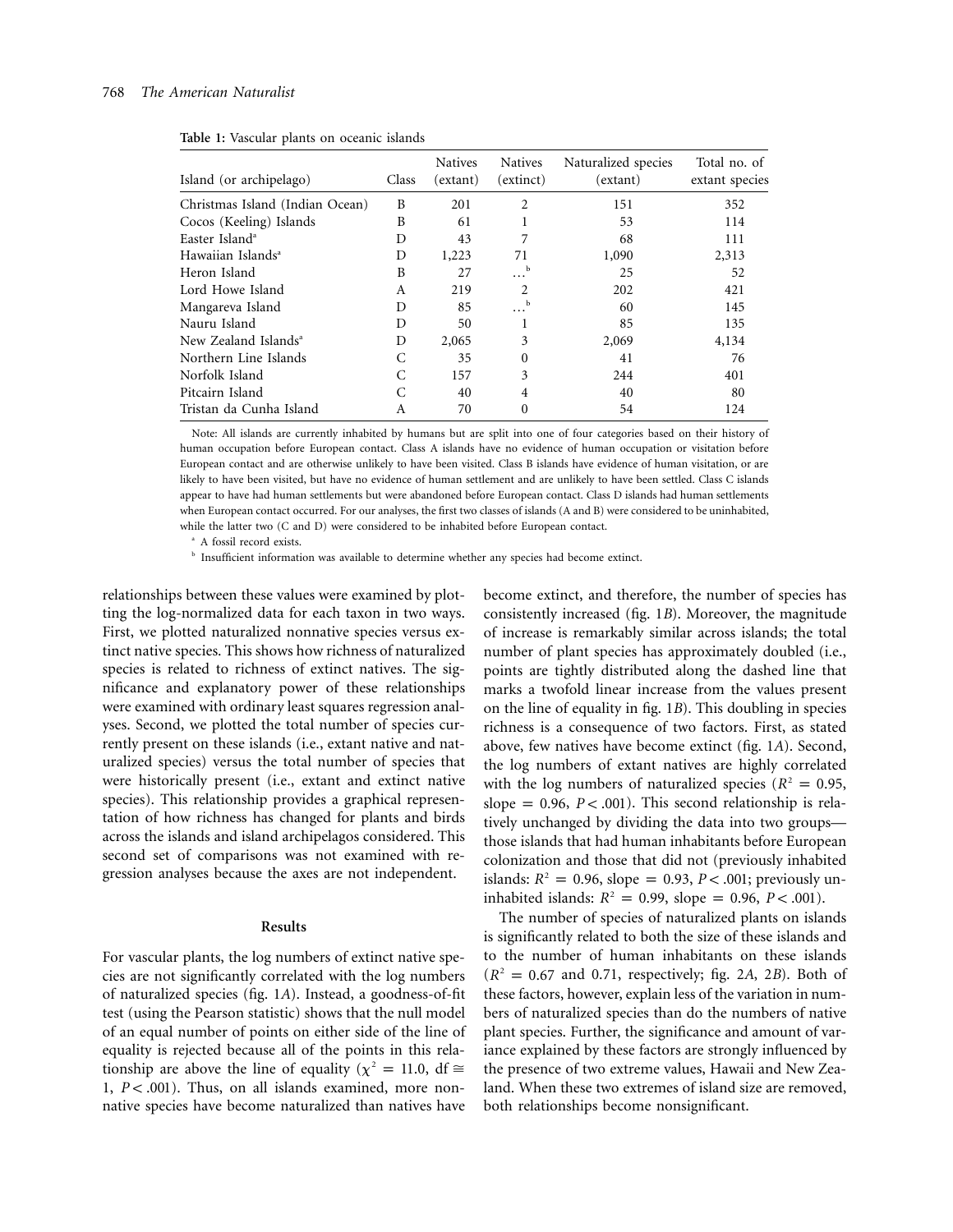**Table 1:** Vascular plants on oceanic islands

| Island (or archipelago) | Class | Natives (extant) | Natives (extinct) | Naturalized species (extant) | Total no. of extant species |
|---|---|---|---|---|---|
| Christmas Island (Indian Ocean) | B | 201 | 2 | 151 | 352 |
| Cocos (Keeling) Islands | B | 61 | 1 | 53 | 114 |
| Easter Island[a] | D | 43 | 7 | 68 | 111 |
| Hawaiian Islands[a] | D | 1,223 | 71 | 1,090 | 2,313 |
| Heron Island | B | 27 | ...[b] | 25 | 52 |
| Lord Howe Island | A | 219 | 2 | 202 | 421 |
| Mangareva Island | D | 85 | ...[b] | 60 | 145 |
| Nauru Island | D | 50 | 1 | 85 | 135 |
| New Zealand Islands[a] | D | 2,065 | 3 | 2,069 | 4,134 |
| Northern Line Islands | C | 35 | 0 | 41 | 76 |
| Norfolk Island | C | 157 | 3 | 244 | 401 |
| Pitcairn Island | C | 40 | 4 | 40 | 80 |
| Tristan da Cunha Island | A | 70 | 0 | 54 | 124 |

Note: All islands are currently inhabited by humans but are split into one of four categories based on their history of human occupation before European contact. Class A islands have no evidence of human occupation or visitation before European contact and are otherwise unlikely to have been visited. Class B islands have evidence of human visitation, or are likely to have been visited, but have no evidence of human settlement and are unlikely to have been settled. Class C islands appear to have had human settlements but were abandoned before European contact. Class D islands had human settlements when European contact occurred. For our analyses, the first two classes of islands (A and B) were considered to be uninhabited, while the latter two (C and D) were considered to be inhabited before European contact.

[a] A fossil record exists.

[b] Insufficient information was available to determine whether any species had become extinct.

relationships between these values were examined by plotting the log-normalized data for each taxon in two ways. First, we plotted naturalized nonnative species versus extinct native species. This shows how richness of naturalized species is related to richness of extinct natives. The significance and explanatory power of these relationships were examined with ordinary least squares regression analyses. Second, we plotted the total number of species currently present on these islands (i.e., extant native and naturalized species) versus the total number of species that were historically present (i.e., extant and extinct native species). This relationship provides a graphical representation of how richness has changed for plants and birds across the islands and island archipelagos considered. This second set of comparisons was not examined with regression analyses because the axes are not independent.

## Results

For vascular plants, the log numbers of extinct native species are not significantly correlated with the log numbers of naturalized species (fig. 1*A*). Instead, a goodness-of-fit test (using the Pearson statistic) shows that the null model of an equal number of points on either side of the line of equality is rejected because all of the points in this relationship are above the line of equality ($\chi^2 = 11.0$, df $\cong$ 1, $P < .001$). Thus, on all islands examined, more nonnative species have become naturalized than natives have become extinct, and therefore, the number of species has consistently increased (fig. 1*B*). Moreover, the magnitude of increase is remarkably similar across islands; the total number of plant species has approximately doubled (i.e., points are tightly distributed along the dashed line that marks a twofold linear increase from the values present on the line of equality in fig. 1*B*). This doubling in species richness is a consequence of two factors. First, as stated above, few natives have become extinct (fig. 1*A*). Second, the log numbers of extant natives are highly correlated with the log numbers of naturalized species ($R^2 = 0.95$, slope $= 0.96$, $P < .001$). This second relationship is relatively unchanged by dividing the data into two groups—those islands that had human inhabitants before European colonization and those that did not (previously inhabited islands: $R^2 = 0.96$, slope $= 0.93$, $P < .001$; previously uninhabited islands: $R^2 = 0.99$, slope $= 0.96$, $P < .001$).

The number of species of naturalized plants on islands is significantly related to both the size of these islands and to the number of human inhabitants on these islands ($R^2 = 0.67$ and 0.71, respectively; fig. 2*A*, 2*B*). Both of these factors, however, explain less of the variation in numbers of naturalized species than do the numbers of native plant species. Further, the significance and amount of variance explained by these factors are strongly influenced by the presence of two extreme values, Hawaii and New Zealand. When these two extremes of island size are removed, both relationships become nonsignificant.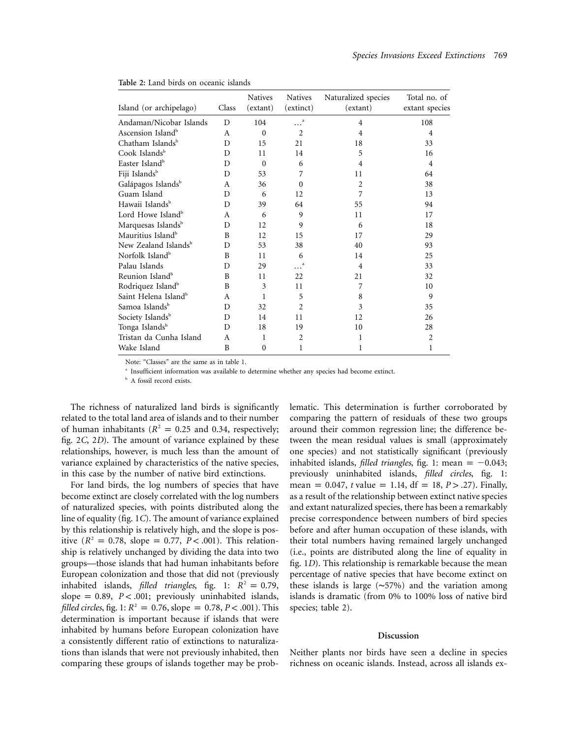**Table 2:** Land birds on oceanic islands

| Island (or archipelago) | Class | Natives (extant) | Natives (extinct) | Naturalized species (extant) | Total no. of extant species |
|---|---|---|---|---|---|
| Andaman/Nicobar Islands | D | 104 | ...[a] | 4 | 108 |
| Ascension Island[b] | A | 0 | 2 | 4 | 4 |
| Chatham Islands[b] | D | 15 | 21 | 18 | 33 |
| Cook Islands[b] | D | 11 | 14 | 5 | 16 |
| Easter Island[b] | D | 0 | 6 | 4 | 4 |
| Fiji Islands[b] | D | 53 | 7 | 11 | 64 |
| Galápagos Islands[b] | A | 36 | 0 | 2 | 38 |
| Guam Island | D | 6 | 12 | 7 | 13 |
| Hawaii Islands[b] | D | 39 | 64 | 55 | 94 |
| Lord Howe Island[b] | A | 6 | 9 | 11 | 17 |
| Marquesas Islands[b] | D | 12 | 9 | 6 | 18 |
| Mauritius Island[b] | B | 12 | 15 | 17 | 29 |
| New Zealand Islands[b] | D | 53 | 38 | 40 | 93 |
| Norfolk Island[b] | B | 11 | 6 | 14 | 25 |
| Palau Islands | D | 29 | ...[a] | 4 | 33 |
| Reunion Island[b] | B | 11 | 22 | 21 | 32 |
| Rodriquez Island[b] | B | 3 | 11 | 7 | 10 |
| Saint Helena Island[b] | A | 1 | 5 | 8 | 9 |
| Samoa Islands[b] | D | 32 | 2 | 3 | 35 |
| Society Islands[b] | D | 14 | 11 | 12 | 26 |
| Tonga Islands[b] | D | 18 | 19 | 10 | 28 |
| Tristan da Cunha Island | A | 1 | 2 | 1 | 2 |
| Wake Island | B | 0 | 1 | 1 | 1 |

Note: "Classes" are the same as in table 1.

[a] Insufficient information was available to determine whether any species had become extinct.

[b] A fossil record exists.

The richness of naturalized land birds is significantly related to the total land area of islands and to their number of human inhabitants ($R^2 = 0.25$ and 0.34, respectively; fig. 2*C*, 2*D*). The amount of variance explained by these relationships, however, is much less than the amount of variance explained by characteristics of the native species, in this case by the number of native bird extinctions.

For land birds, the log numbers of species that have become extinct are closely correlated with the log numbers of naturalized species, with points distributed along the line of equality (fig. 1*C*). The amount of variance explained by this relationship is relatively high, and the slope is positive ($R^2 = 0.78$, slope = 0.77, $P < .001$). This relationship is relatively unchanged by dividing the data into two groups—those islands that had human inhabitants before European colonization and those that did not (previously inhabited islands, *filled triangles*, fig. 1: $R^2 = 0.79$, slope = 0.89, $P < .001$; previously uninhabited islands, *filled circles*, fig. 1: $R^2 = 0.76$, slope = 0.78, $P < .001$). This determination is important because if islands that were inhabited by humans before European colonization have a consistently different ratio of extinctions to naturalizations than islands that were not previously inhabited, then comparing these groups of islands together may be problematic. This determination is further corroborated by comparing the pattern of residuals of these two groups around their common regression line; the difference between the mean residual values is small (approximately one species) and not statistically significant (previously inhabited islands, *filled triangles*, fig. 1: mean = −0.043; previously uninhabited islands, *filled circles*, fig. 1: mean = 0.047, $t$ value = 1.14, df = 18, $P > .27$). Finally, as a result of the relationship between extinct native species and extant naturalized species, there has been a remarkably precise correspondence between numbers of bird species before and after human occupation of these islands, with their total numbers having remained largely unchanged (i.e., points are distributed along the line of equality in fig. 1*D*). This relationship is remarkable because the mean percentage of native species that have become extinct on these islands is large (~57%) and the variation among islands is dramatic (from 0% to 100% loss of native bird species; table 2).

## Discussion

Neither plants nor birds have seen a decline in species richness on oceanic islands. Instead, across all islands ex-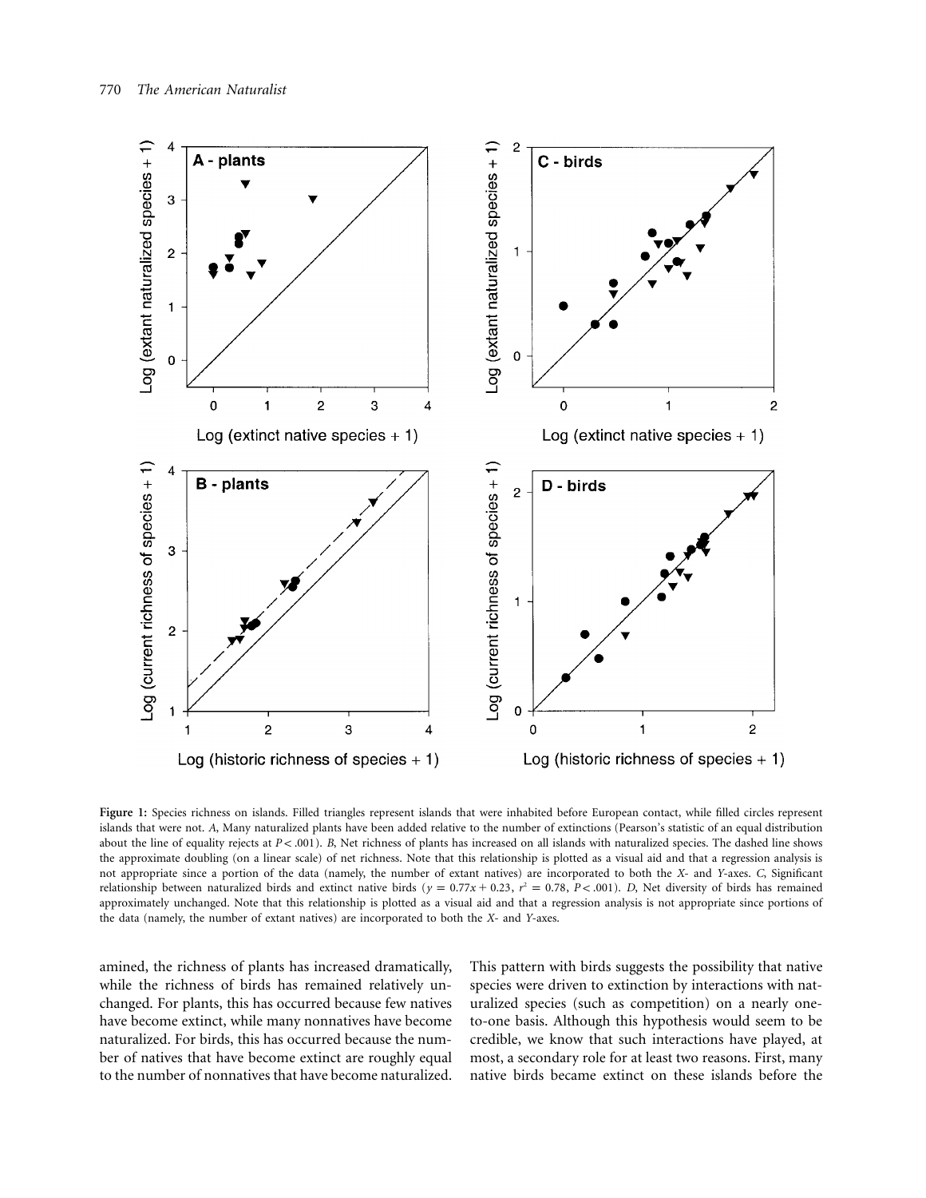**Figure 1:** Species richness on islands. Filled triangles represent islands that were inhabited before European contact, while filled circles represent islands that were not. *A*, Many naturalized plants have been added relative to the number of extinctions (Pearson's statistic of an equal distribution about the line of equality rejects at $P < .001$). *B*, Net richness of plants has increased on all islands with naturalized species. The dashed line shows the approximate doubling (on a linear scale) of net richness. Note that this relationship is plotted as a visual aid and that a regression analysis is not appropriate since a portion of the data (namely, the number of extant natives) are incorporated to both the *X*- and *Y*-axes. *C*, Significant relationship between naturalized birds and extinct native birds ($y = 0.77x + 0.23$, $r^2 = 0.78$, $P < .001$). *D*, Net diversity of birds has remained approximately unchanged. Note that this relationship is plotted as a visual aid and that a regression analysis is not appropriate since portions of the data (namely, the number of extant natives) are incorporated to both the *X*- and *Y*-axes.

amined, the richness of plants has increased dramatically, while the richness of birds has remained relatively unchanged. For plants, this has occurred because few natives have become extinct, while many nonnatives have become naturalized. For birds, this has occurred because the number of natives that have become extinct are roughly equal to the number of nonnatives that have become naturalized. This pattern with birds suggests the possibility that native species were driven to extinction by interactions with naturalized species (such as competition) on a nearly one-to-one basis. Although this hypothesis would seem to be credible, we know that such interactions have played, at most, a secondary role for at least two reasons. First, many native birds became extinct on these islands before the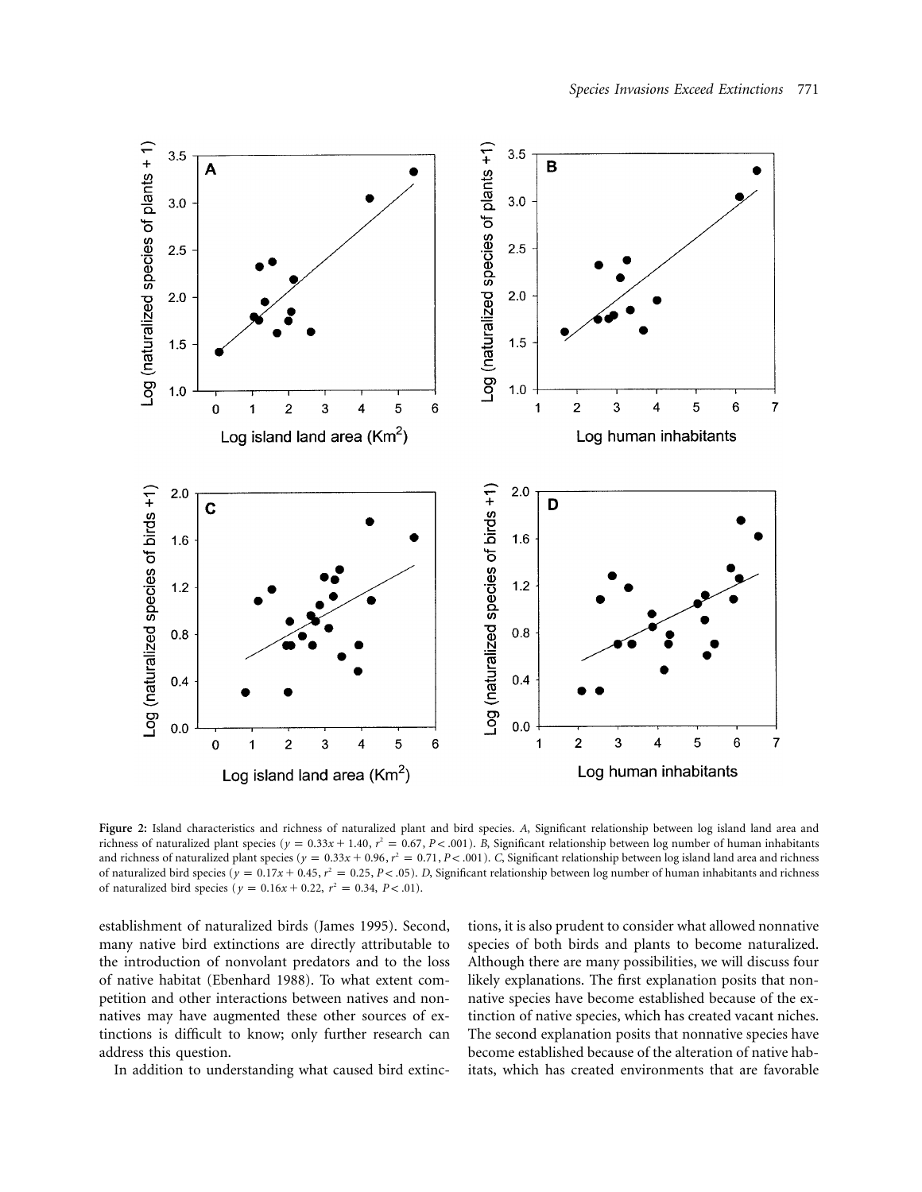**Figure 2:** Island characteristics and richness of naturalized plant and bird species. *A*, Significant relationship between log island land area and richness of naturalized plant species ($y = 0.33x + 1.40$, $r^2 = 0.67$, $P < .001$). *B*, Significant relationship between log number of human inhabitants and richness of naturalized plant species ($y = 0.33x + 0.96$, $r^2 = 0.71$, $P < .001$). *C*, Significant relationship between log island land area and richness of naturalized bird species ($y = 0.17x + 0.45$, $r^2 = 0.25$, $P < .05$). *D*, Significant relationship between log number of human inhabitants and richness of naturalized bird species ($y = 0.16x + 0.22$, $r^2 = 0.34$, $P < .01$).

establishment of naturalized birds (James 1995). Second, many native bird extinctions are directly attributable to the introduction of nonvolant predators and to the loss of native habitat (Ebenhard 1988). To what extent competition and other interactions between natives and nonnatives may have augmented these other sources of extinctions is difficult to know; only further research can address this question.

In addition to understanding what caused bird extinctions, it is also prudent to consider what allowed nonnative species of both birds and plants to become naturalized. Although there are many possibilities, we will discuss four likely explanations. The first explanation posits that nonnative species have become established because of the extinction of native species, which has created vacant niches. The second explanation posits that nonnative species have become established because of the alteration of native habitats, which has created environments that are favorable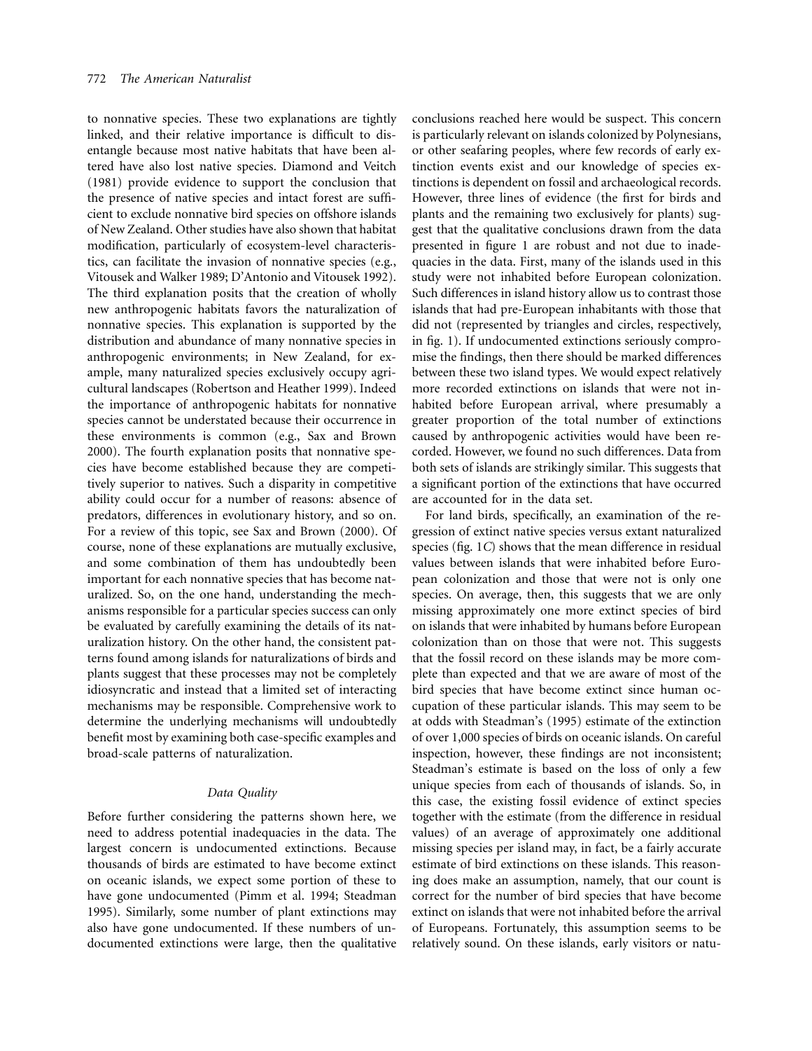to nonnative species. These two explanations are tightly linked, and their relative importance is difficult to disentangle because most native habitats that have been altered have also lost native species. Diamond and Veitch (1981) provide evidence to support the conclusion that the presence of native species and intact forest are sufficient to exclude nonnative bird species on offshore islands of New Zealand. Other studies have also shown that habitat modification, particularly of ecosystem-level characteristics, can facilitate the invasion of nonnative species (e.g., Vitousek and Walker 1989; D'Antonio and Vitousek 1992). The third explanation posits that the creation of wholly new anthropogenic habitats favors the naturalization of nonnative species. This explanation is supported by the distribution and abundance of many nonnative species in anthropogenic environments; in New Zealand, for example, many naturalized species exclusively occupy agricultural landscapes (Robertson and Heather 1999). Indeed the importance of anthropogenic habitats for nonnative species cannot be understated because their occurrence in these environments is common (e.g., Sax and Brown 2000). The fourth explanation posits that nonnative species have become established because they are competitively superior to natives. Such a disparity in competitive ability could occur for a number of reasons: absence of predators, differences in evolutionary history, and so on. For a review of this topic, see Sax and Brown (2000). Of course, none of these explanations are mutually exclusive, and some combination of them has undoubtedly been important for each nonnative species that has become naturalized. So, on the one hand, understanding the mechanisms responsible for a particular species success can only be evaluated by carefully examining the details of its naturalization history. On the other hand, the consistent patterns found among islands for naturalizations of birds and plants suggest that these processes may not be completely idiosyncratic and instead that a limited set of interacting mechanisms may be responsible. Comprehensive work to determine the underlying mechanisms will undoubtedly benefit most by examining both case-specific examples and broad-scale patterns of naturalization.

### *Data Quality*

Before further considering the patterns shown here, we need to address potential inadequacies in the data. The largest concern is undocumented extinctions. Because thousands of birds are estimated to have become extinct on oceanic islands, we expect some portion of these to have gone undocumented (Pimm et al. 1994; Steadman 1995). Similarly, some number of plant extinctions may also have gone undocumented. If these numbers of undocumented extinctions were large, then the qualitative conclusions reached here would be suspect. This concern is particularly relevant on islands colonized by Polynesians, or other seafaring peoples, where few records of early extinction events exist and our knowledge of species extinctions is dependent on fossil and archaeological records. However, three lines of evidence (the first for birds and plants and the remaining two exclusively for plants) suggest that the qualitative conclusions drawn from the data presented in figure 1 are robust and not due to inadequacies in the data. First, many of the islands used in this study were not inhabited before European colonization. Such differences in island history allow us to contrast those islands that had pre-European inhabitants with those that did not (represented by triangles and circles, respectively, in fig. 1). If undocumented extinctions seriously compromise the findings, then there should be marked differences between these two island types. We would expect relatively more recorded extinctions on islands that were not inhabited before European arrival, where presumably a greater proportion of the total number of extinctions caused by anthropogenic activities would have been recorded. However, we found no such differences. Data from both sets of islands are strikingly similar. This suggests that a significant portion of the extinctions that have occurred are accounted for in the data set.

For land birds, specifically, an examination of the regression of extinct native species versus extant naturalized species (fig. 1*C*) shows that the mean difference in residual values between islands that were inhabited before European colonization and those that were not is only one species. On average, then, this suggests that we are only missing approximately one more extinct species of bird on islands that were inhabited by humans before European colonization than on those that were not. This suggests that the fossil record on these islands may be more complete than expected and that we are aware of most of the bird species that have become extinct since human occupation of these particular islands. This may seem to be at odds with Steadman's (1995) estimate of the extinction of over 1,000 species of birds on oceanic islands. On careful inspection, however, these findings are not inconsistent; Steadman's estimate is based on the loss of only a few unique species from each of thousands of islands. So, in this case, the existing fossil evidence of extinct species together with the estimate (from the difference in residual values) of an average of approximately one additional missing species per island may, in fact, be a fairly accurate estimate of bird extinctions on these islands. This reasoning does make an assumption, namely, that our count is correct for the number of bird species that have become extinct on islands that were not inhabited before the arrival of Europeans. Fortunately, this assumption seems to be relatively sound. On these islands, early visitors or natu-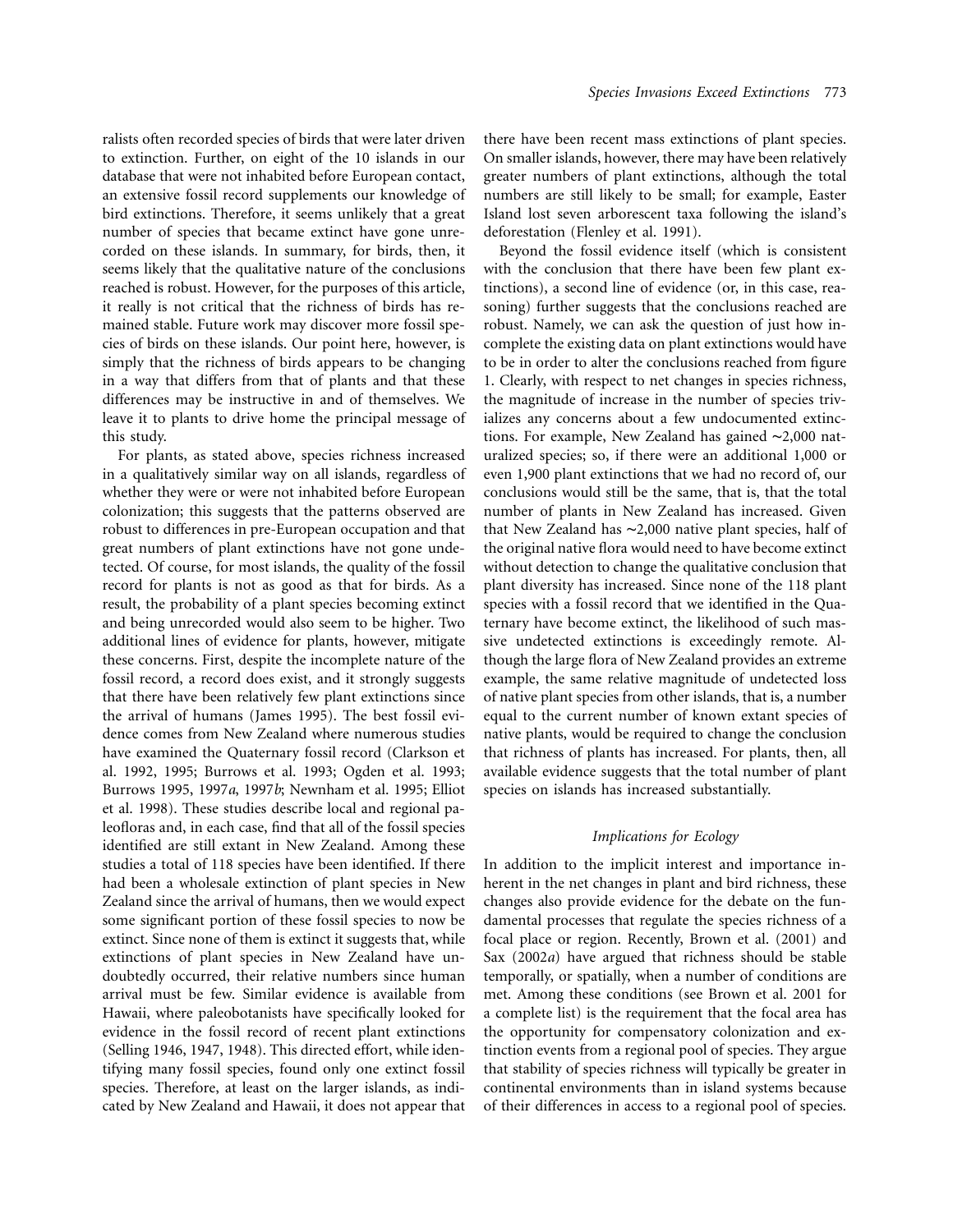ralists often recorded species of birds that were later driven to extinction. Further, on eight of the 10 islands in our database that were not inhabited before European contact, an extensive fossil record supplements our knowledge of bird extinctions. Therefore, it seems unlikely that a great number of species that became extinct have gone unrecorded on these islands. In summary, for birds, then, it seems likely that the qualitative nature of the conclusions reached is robust. However, for the purposes of this article, it really is not critical that the richness of birds has remained stable. Future work may discover more fossil species of birds on these islands. Our point here, however, is simply that the richness of birds appears to be changing in a way that differs from that of plants and that these differences may be instructive in and of themselves. We leave it to plants to drive home the principal message of this study.

For plants, as stated above, species richness increased in a qualitatively similar way on all islands, regardless of whether they were or were not inhabited before European colonization; this suggests that the patterns observed are robust to differences in pre-European occupation and that great numbers of plant extinctions have not gone undetected. Of course, for most islands, the quality of the fossil record for plants is not as good as that for birds. As a result, the probability of a plant species becoming extinct and being unrecorded would also seem to be higher. Two additional lines of evidence for plants, however, mitigate these concerns. First, despite the incomplete nature of the fossil record, a record does exist, and it strongly suggests that there have been relatively few plant extinctions since the arrival of humans (James 1995). The best fossil evidence comes from New Zealand where numerous studies have examined the Quaternary fossil record (Clarkson et al. 1992, 1995; Burrows et al. 1993; Ogden et al. 1993; Burrows 1995, 1997*a*, 1997*b*; Newnham et al. 1995; Elliot et al. 1998). These studies describe local and regional paleofloras and, in each case, find that all of the fossil species identified are still extant in New Zealand. Among these studies a total of 118 species have been identified. If there had been a wholesale extinction of plant species in New Zealand since the arrival of humans, then we would expect some significant portion of these fossil species to now be extinct. Since none of them is extinct it suggests that, while extinctions of plant species in New Zealand have undoubtedly occurred, their relative numbers since human arrival must be few. Similar evidence is available from Hawaii, where paleobotanists have specifically looked for evidence in the fossil record of recent plant extinctions (Selling 1946, 1947, 1948). This directed effort, while identifying many fossil species, found only one extinct fossil species. Therefore, at least on the larger islands, as indicated by New Zealand and Hawaii, it does not appear that there have been recent mass extinctions of plant species. On smaller islands, however, there may have been relatively greater numbers of plant extinctions, although the total numbers are still likely to be small; for example, Easter Island lost seven arborescent taxa following the island's deforestation (Flenley et al. 1991).

Beyond the fossil evidence itself (which is consistent with the conclusion that there have been few plant extinctions), a second line of evidence (or, in this case, reasoning) further suggests that the conclusions reached are robust. Namely, we can ask the question of just how incomplete the existing data on plant extinctions would have to be in order to alter the conclusions reached from figure 1. Clearly, with respect to net changes in species richness, the magnitude of increase in the number of species trivializes any concerns about a few undocumented extinctions. For example, New Zealand has gained ∼2,000 naturalized species; so, if there were an additional 1,000 or even 1,900 plant extinctions that we had no record of, our conclusions would still be the same, that is, that the total number of plants in New Zealand has increased. Given that New Zealand has ∼2,000 native plant species, half of the original native flora would need to have become extinct without detection to change the qualitative conclusion that plant diversity has increased. Since none of the 118 plant species with a fossil record that we identified in the Quaternary have become extinct, the likelihood of such massive undetected extinctions is exceedingly remote. Although the large flora of New Zealand provides an extreme example, the same relative magnitude of undetected loss of native plant species from other islands, that is, a number equal to the current number of known extant species of native plants, would be required to change the conclusion that richness of plants has increased. For plants, then, all available evidence suggests that the total number of plant species on islands has increased substantially.

### *Implications for Ecology*

In addition to the implicit interest and importance inherent in the net changes in plant and bird richness, these changes also provide evidence for the debate on the fundamental processes that regulate the species richness of a focal place or region. Recently, Brown et al. (2001) and Sax (2002*a*) have argued that richness should be stable temporally, or spatially, when a number of conditions are met. Among these conditions (see Brown et al. 2001 for a complete list) is the requirement that the focal area has the opportunity for compensatory colonization and extinction events from a regional pool of species. They argue that stability of species richness will typically be greater in continental environments than in island systems because of their differences in access to a regional pool of species.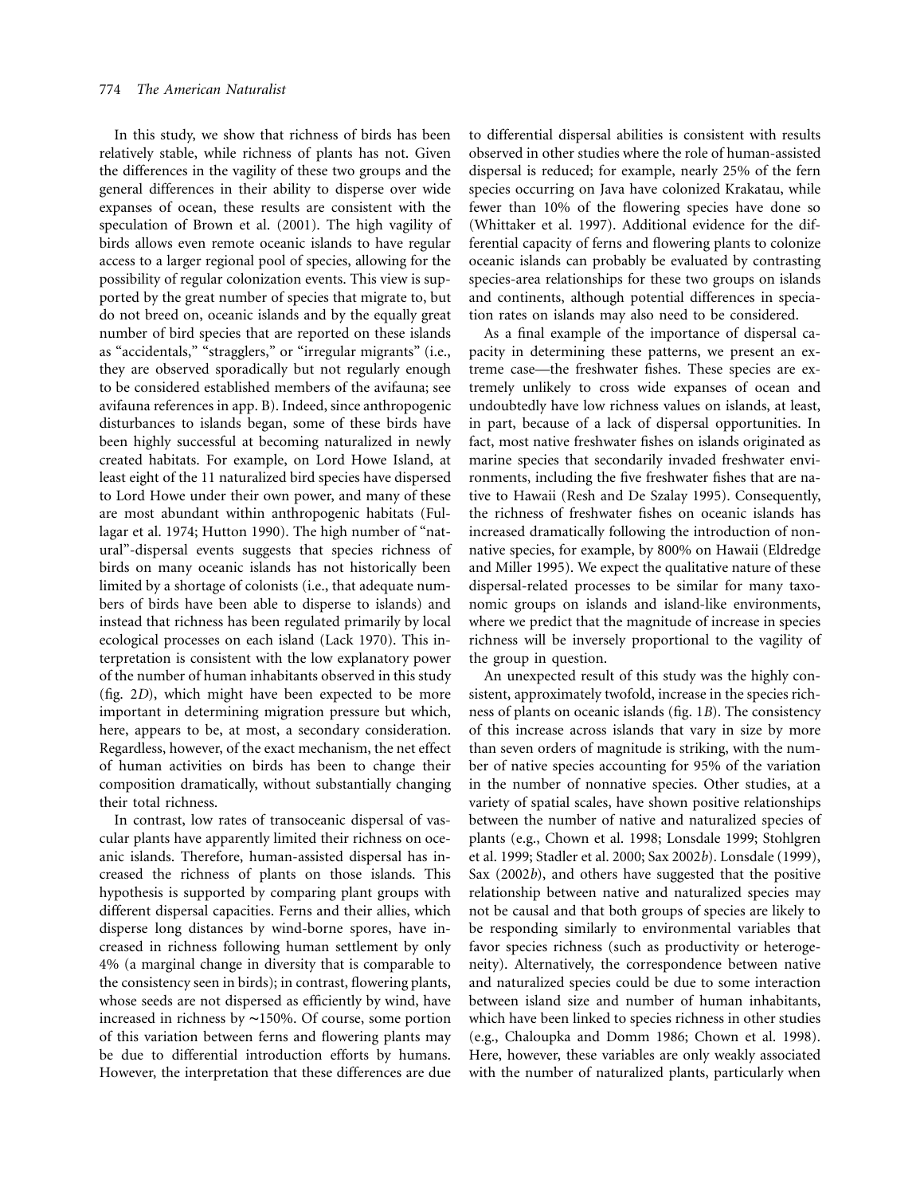In this study, we show that richness of birds has been relatively stable, while richness of plants has not. Given the differences in the vagility of these two groups and the general differences in their ability to disperse over wide expanses of ocean, these results are consistent with the speculation of Brown et al. (2001). The high vagility of birds allows even remote oceanic islands to have regular access to a larger regional pool of species, allowing for the possibility of regular colonization events. This view is supported by the great number of species that migrate to, but do not breed on, oceanic islands and by the equally great number of bird species that are reported on these islands as "accidentals," "stragglers," or "irregular migrants" (i.e., they are observed sporadically but not regularly enough to be considered established members of the avifauna; see avifauna references in app. B). Indeed, since anthropogenic disturbances to islands began, some of these birds have been highly successful at becoming naturalized in newly created habitats. For example, on Lord Howe Island, at least eight of the 11 naturalized bird species have dispersed to Lord Howe under their own power, and many of these are most abundant within anthropogenic habitats (Fullagar et al. 1974; Hutton 1990). The high number of "natural"-dispersal events suggests that species richness of birds on many oceanic islands has not historically been limited by a shortage of colonists (i.e., that adequate numbers of birds have been able to disperse to islands) and instead that richness has been regulated primarily by local ecological processes on each island (Lack 1970). This interpretation is consistent with the low explanatory power of the number of human inhabitants observed in this study (fig. 2*D*), which might have been expected to be more important in determining migration pressure but which, here, appears to be, at most, a secondary consideration. Regardless, however, of the exact mechanism, the net effect of human activities on birds has been to change their composition dramatically, without substantially changing their total richness.

In contrast, low rates of transoceanic dispersal of vascular plants have apparently limited their richness on oceanic islands. Therefore, human-assisted dispersal has increased the richness of plants on those islands. This hypothesis is supported by comparing plant groups with different dispersal capacities. Ferns and their allies, which disperse long distances by wind-borne spores, have increased in richness following human settlement by only 4% (a marginal change in diversity that is comparable to the consistency seen in birds); in contrast, flowering plants, whose seeds are not dispersed as efficiently by wind, have increased in richness by ∼150%. Of course, some portion of this variation between ferns and flowering plants may be due to differential introduction efforts by humans. However, the interpretation that these differences are due to differential dispersal abilities is consistent with results observed in other studies where the role of human-assisted dispersal is reduced; for example, nearly 25% of the fern species occurring on Java have colonized Krakatau, while fewer than 10% of the flowering species have done so (Whittaker et al. 1997). Additional evidence for the differential capacity of ferns and flowering plants to colonize oceanic islands can probably be evaluated by contrasting species-area relationships for these two groups on islands and continents, although potential differences in speciation rates on islands may also need to be considered.

As a final example of the importance of dispersal capacity in determining these patterns, we present an extreme case—the freshwater fishes. These species are extremely unlikely to cross wide expanses of ocean and undoubtedly have low richness values on islands, at least, in part, because of a lack of dispersal opportunities. In fact, most native freshwater fishes on islands originated as marine species that secondarily invaded freshwater environments, including the five freshwater fishes that are native to Hawaii (Resh and De Szalay 1995). Consequently, the richness of freshwater fishes on oceanic islands has increased dramatically following the introduction of nonnative species, for example, by 800% on Hawaii (Eldredge and Miller 1995). We expect the qualitative nature of these dispersal-related processes to be similar for many taxonomic groups on islands and island-like environments, where we predict that the magnitude of increase in species richness will be inversely proportional to the vagility of the group in question.

An unexpected result of this study was the highly consistent, approximately twofold, increase in the species richness of plants on oceanic islands (fig. 1*B*). The consistency of this increase across islands that vary in size by more than seven orders of magnitude is striking, with the number of native species accounting for 95% of the variation in the number of nonnative species. Other studies, at a variety of spatial scales, have shown positive relationships between the number of native and naturalized species of plants (e.g., Chown et al. 1998; Lonsdale 1999; Stohlgren et al. 1999; Stadler et al. 2000; Sax 2002*b*). Lonsdale (1999), Sax (2002*b*), and others have suggested that the positive relationship between native and naturalized species may not be causal and that both groups of species are likely to be responding similarly to environmental variables that favor species richness (such as productivity or heterogeneity). Alternatively, the correspondence between native and naturalized species could be due to some interaction between island size and number of human inhabitants, which have been linked to species richness in other studies (e.g., Chaloupka and Domm 1986; Chown et al. 1998). Here, however, these variables are only weakly associated with the number of naturalized plants, particularly when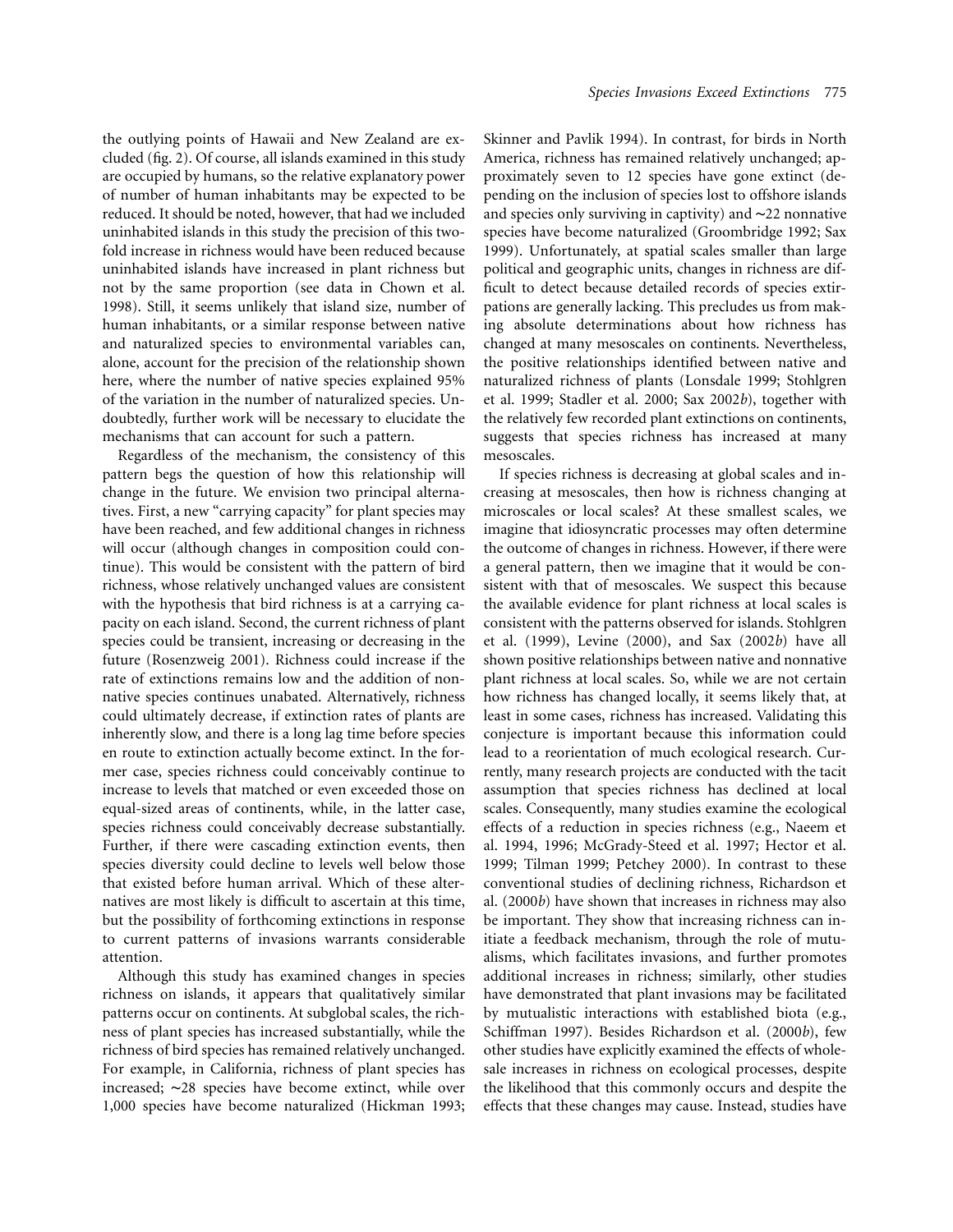the outlying points of Hawaii and New Zealand are excluded (fig. 2). Of course, all islands examined in this study are occupied by humans, so the relative explanatory power of number of human inhabitants may be expected to be reduced. It should be noted, however, that had we included uninhabited islands in this study the precision of this twofold increase in richness would have been reduced because uninhabited islands have increased in plant richness but not by the same proportion (see data in Chown et al. 1998). Still, it seems unlikely that island size, number of human inhabitants, or a similar response between native and naturalized species to environmental variables can, alone, account for the precision of the relationship shown here, where the number of native species explained 95% of the variation in the number of naturalized species. Undoubtedly, further work will be necessary to elucidate the mechanisms that can account for such a pattern.

Regardless of the mechanism, the consistency of this pattern begs the question of how this relationship will change in the future. We envision two principal alternatives. First, a new "carrying capacity" for plant species may have been reached, and few additional changes in richness will occur (although changes in composition could continue). This would be consistent with the pattern of bird richness, whose relatively unchanged values are consistent with the hypothesis that bird richness is at a carrying capacity on each island. Second, the current richness of plant species could be transient, increasing or decreasing in the future (Rosenzweig 2001). Richness could increase if the rate of extinctions remains low and the addition of nonnative species continues unabated. Alternatively, richness could ultimately decrease, if extinction rates of plants are inherently slow, and there is a long lag time before species en route to extinction actually become extinct. In the former case, species richness could conceivably continue to increase to levels that matched or even exceeded those on equal-sized areas of continents, while, in the latter case, species richness could conceivably decrease substantially. Further, if there were cascading extinction events, then species diversity could decline to levels well below those that existed before human arrival. Which of these alternatives are most likely is difficult to ascertain at this time, but the possibility of forthcoming extinctions in response to current patterns of invasions warrants considerable attention.

Although this study has examined changes in species richness on islands, it appears that qualitatively similar patterns occur on continents. At subglobal scales, the richness of plant species has increased substantially, while the richness of bird species has remained relatively unchanged. For example, in California, richness of plant species has increased; ∼28 species have become extinct, while over 1,000 species have become naturalized (Hickman 1993; Skinner and Pavlik 1994). In contrast, for birds in North America, richness has remained relatively unchanged; approximately seven to 12 species have gone extinct (depending on the inclusion of species lost to offshore islands and species only surviving in captivity) and ∼22 nonnative species have become naturalized (Groombridge 1992; Sax 1999). Unfortunately, at spatial scales smaller than large political and geographic units, changes in richness are difficult to detect because detailed records of species extirpations are generally lacking. This precludes us from making absolute determinations about how richness has changed at many mesoscales on continents. Nevertheless, the positive relationships identified between native and naturalized richness of plants (Lonsdale 1999; Stohlgren et al. 1999; Stadler et al. 2000; Sax 2002*b*), together with the relatively few recorded plant extinctions on continents, suggests that species richness has increased at many mesoscales.

If species richness is decreasing at global scales and increasing at mesoscales, then how is richness changing at microscales or local scales? At these smallest scales, we imagine that idiosyncratic processes may often determine the outcome of changes in richness. However, if there were a general pattern, then we imagine that it would be consistent with that of mesoscales. We suspect this because the available evidence for plant richness at local scales is consistent with the patterns observed for islands. Stohlgren et al. (1999), Levine (2000), and Sax (2002*b*) have all shown positive relationships between native and nonnative plant richness at local scales. So, while we are not certain how richness has changed locally, it seems likely that, at least in some cases, richness has increased. Validating this conjecture is important because this information could lead to a reorientation of much ecological research. Currently, many research projects are conducted with the tacit assumption that species richness has declined at local scales. Consequently, many studies examine the ecological effects of a reduction in species richness (e.g., Naeem et al. 1994, 1996; McGrady-Steed et al. 1997; Hector et al. 1999; Tilman 1999; Petchey 2000). In contrast to these conventional studies of declining richness, Richardson et al. (2000*b*) have shown that increases in richness may also be important. They show that increasing richness can initiate a feedback mechanism, through the role of mutualisms, which facilitates invasions, and further promotes additional increases in richness; similarly, other studies have demonstrated that plant invasions may be facilitated by mutualistic interactions with established biota (e.g., Schiffman 1997). Besides Richardson et al. (2000*b*), few other studies have explicitly examined the effects of wholesale increases in richness on ecological processes, despite the likelihood that this commonly occurs and despite the effects that these changes may cause. Instead, studies have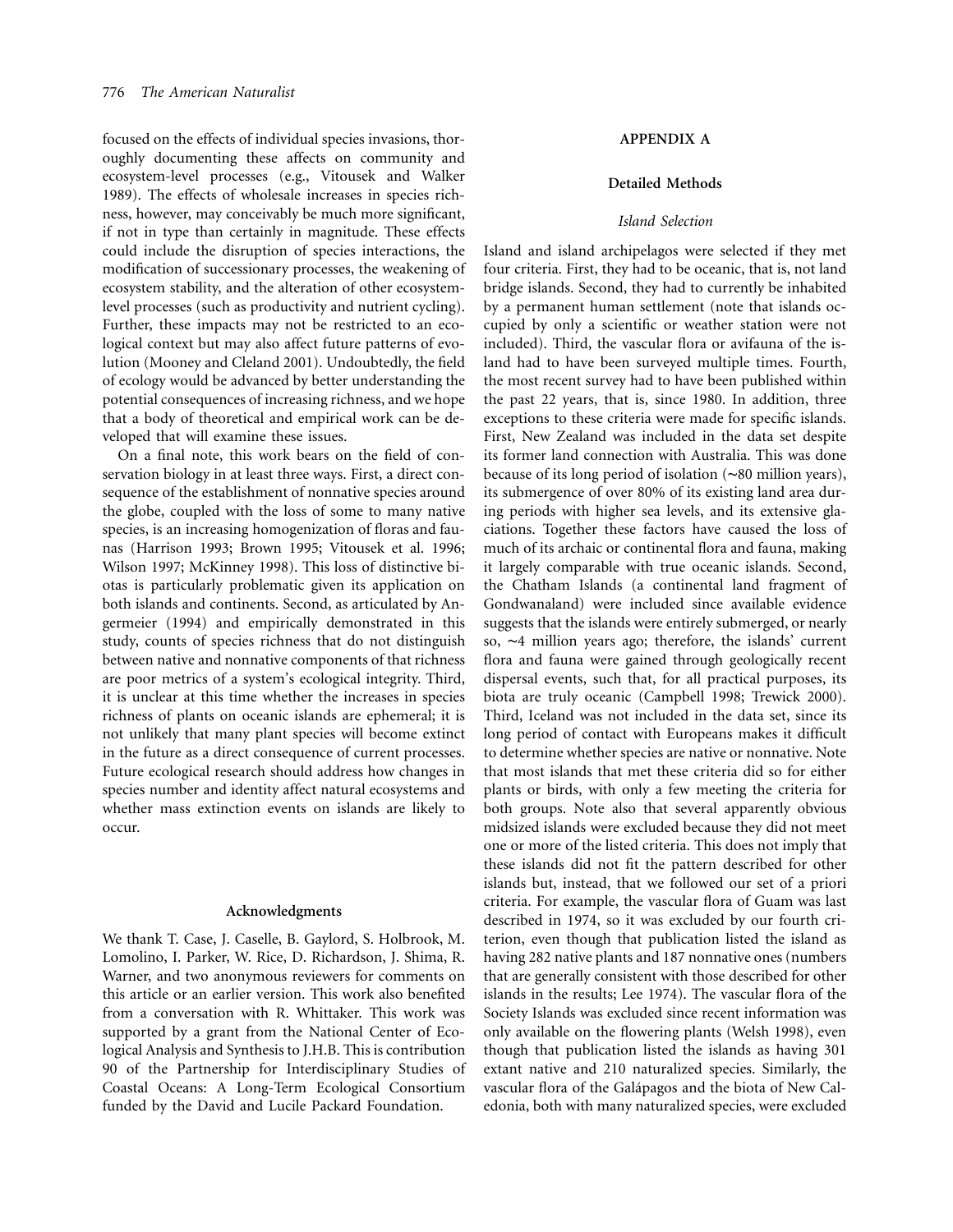focused on the effects of individual species invasions, thoroughly documenting these affects on community and ecosystem-level processes (e.g., Vitousek and Walker 1989). The effects of wholesale increases in species richness, however, may conceivably be much more significant, if not in type than certainly in magnitude. These effects could include the disruption of species interactions, the modification of successionary processes, the weakening of ecosystem stability, and the alteration of other ecosystem-level processes (such as productivity and nutrient cycling). Further, these impacts may not be restricted to an ecological context but may also affect future patterns of evolution (Mooney and Cleland 2001). Undoubtedly, the field of ecology would be advanced by better understanding the potential consequences of increasing richness, and we hope that a body of theoretical and empirical work can be developed that will examine these issues.

On a final note, this work bears on the field of conservation biology in at least three ways. First, a direct consequence of the establishment of nonnative species around the globe, coupled with the loss of some to many native species, is an increasing homogenization of floras and faunas (Harrison 1993; Brown 1995; Vitousek et al. 1996; Wilson 1997; McKinney 1998). This loss of distinctive biotas is particularly problematic given its application on both islands and continents. Second, as articulated by Angermeier (1994) and empirically demonstrated in this study, counts of species richness that do not distinguish between native and nonnative components of that richness are poor metrics of a system's ecological integrity. Third, it is unclear at this time whether the increases in species richness of plants on oceanic islands are ephemeral; it is not unlikely that many plant species will become extinct in the future as a direct consequence of current processes. Future ecological research should address how changes in species number and identity affect natural ecosystems and whether mass extinction events on islands are likely to occur.

## Acknowledgments

We thank T. Case, J. Caselle, B. Gaylord, S. Holbrook, M. Lomolino, I. Parker, W. Rice, D. Richardson, J. Shima, R. Warner, and two anonymous reviewers for comments on this article or an earlier version. This work also benefited from a conversation with R. Whittaker. This work was supported by a grant from the National Center of Ecological Analysis and Synthesis to J.H.B. This is contribution 90 of the Partnership for Interdisciplinary Studies of Coastal Oceans: A Long-Term Ecological Consortium funded by the David and Lucile Packard Foundation.

## APPENDIX A

### Detailed Methods

#### *Island Selection*

Island and island archipelagos were selected if they met four criteria. First, they had to be oceanic, that is, not land bridge islands. Second, they had to currently be inhabited by a permanent human settlement (note that islands occupied by only a scientific or weather station were not included). Third, the vascular flora or avifauna of the island had to have been surveyed multiple times. Fourth, the most recent survey had to have been published within the past 22 years, that is, since 1980. In addition, three exceptions to these criteria were made for specific islands. First, New Zealand was included in the data set despite its former land connection with Australia. This was done because of its long period of isolation (∼80 million years), its submergence of over 80% of its existing land area during periods with higher sea levels, and its extensive glaciations. Together these factors have caused the loss of much of its archaic or continental flora and fauna, making it largely comparable with true oceanic islands. Second, the Chatham Islands (a continental land fragment of Gondwanaland) were included since available evidence suggests that the islands were entirely submerged, or nearly so, ∼4 million years ago; therefore, the islands' current flora and fauna were gained through geologically recent dispersal events, such that, for all practical purposes, its biota are truly oceanic (Campbell 1998; Trewick 2000). Third, Iceland was not included in the data set, since its long period of contact with Europeans makes it difficult to determine whether species are native or nonnative. Note that most islands that met these criteria did so for either plants or birds, with only a few meeting the criteria for both groups. Note also that several apparently obvious midsized islands were excluded because they did not meet one or more of the listed criteria. This does not imply that these islands did not fit the pattern described for other islands but, instead, that we followed our set of a priori criteria. For example, the vascular flora of Guam was last described in 1974, so it was excluded by our fourth criterion, even though that publication listed the island as having 282 native plants and 187 nonnative ones (numbers that are generally consistent with those described for other islands in the results; Lee 1974). The vascular flora of the Society Islands was excluded since recent information was only available on the flowering plants (Welsh 1998), even though that publication listed the islands as having 301 extant native and 210 naturalized species. Similarly, the vascular flora of the Galápagos and the biota of New Caledonia, both with many naturalized species, were excluded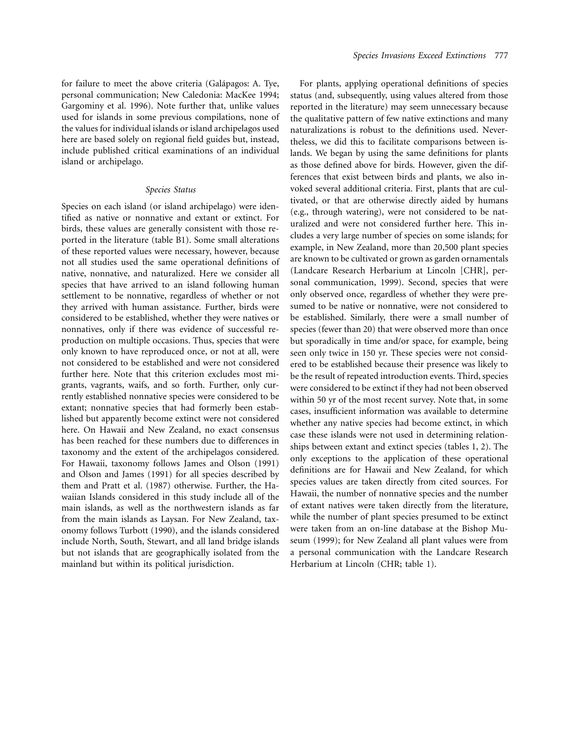for failure to meet the above criteria (Galápagos: A. Tye, personal communication; New Caledonia: MacKee 1994; Gargominy et al. 1996). Note further that, unlike values used for islands in some previous compilations, none of the values for individual islands or island archipelagos used here are based solely on regional field guides but, instead, include published critical examinations of an individual island or archipelago.

### *Species Status*

Species on each island (or island archipelago) were identified as native or nonnative and extant or extinct. For birds, these values are generally consistent with those reported in the literature (table B1). Some small alterations of these reported values were necessary, however, because not all studies used the same operational definitions of native, nonnative, and naturalized. Here we consider all species that have arrived to an island following human settlement to be nonnative, regardless of whether or not they arrived with human assistance. Further, birds were considered to be established, whether they were natives or nonnatives, only if there was evidence of successful reproduction on multiple occasions. Thus, species that were only known to have reproduced once, or not at all, were not considered to be established and were not considered further here. Note that this criterion excludes most migrants, vagrants, waifs, and so forth. Further, only currently established nonnative species were considered to be extant; nonnative species that had formerly been established but apparently become extinct were not considered here. On Hawaii and New Zealand, no exact consensus has been reached for these numbers due to differences in taxonomy and the extent of the archipelagos considered. For Hawaii, taxonomy follows James and Olson (1991) and Olson and James (1991) for all species described by them and Pratt et al. (1987) otherwise. Further, the Hawaiian Islands considered in this study include all of the main islands, as well as the northwestern islands as far from the main islands as Laysan. For New Zealand, taxonomy follows Turbott (1990), and the islands considered include North, South, Stewart, and all land bridge islands but not islands that are geographically isolated from the mainland but within its political jurisdiction.

For plants, applying operational definitions of species status (and, subsequently, using values altered from those reported in the literature) may seem unnecessary because the qualitative pattern of few native extinctions and many naturalizations is robust to the definitions used. Nevertheless, we did this to facilitate comparisons between islands. We began by using the same definitions for plants as those defined above for birds. However, given the differences that exist between birds and plants, we also invoked several additional criteria. First, plants that are cultivated, or that are otherwise directly aided by humans (e.g., through watering), were not considered to be naturalized and were not considered further here. This includes a very large number of species on some islands; for example, in New Zealand, more than 20,500 plant species are known to be cultivated or grown as garden ornamentals (Landcare Research Herbarium at Lincoln [CHR], personal communication, 1999). Second, species that were only observed once, regardless of whether they were presumed to be native or nonnative, were not considered to be established. Similarly, there were a small number of species (fewer than 20) that were observed more than once but sporadically in time and/or space, for example, being seen only twice in 150 yr. These species were not considered to be established because their presence was likely to be the result of repeated introduction events. Third, species were considered to be extinct if they had not been observed within 50 yr of the most recent survey. Note that, in some cases, insufficient information was available to determine whether any native species had become extinct, in which case these islands were not used in determining relationships between extant and extinct species (tables 1, 2). The only exceptions to the application of these operational definitions are for Hawaii and New Zealand, for which species values are taken directly from cited sources. For Hawaii, the number of nonnative species and the number of extant natives were taken directly from the literature, while the number of plant species presumed to be extinct were taken from an on-line database at the Bishop Museum (1999); for New Zealand all plant values were from a personal communication with the Landcare Research Herbarium at Lincoln (CHR; table 1).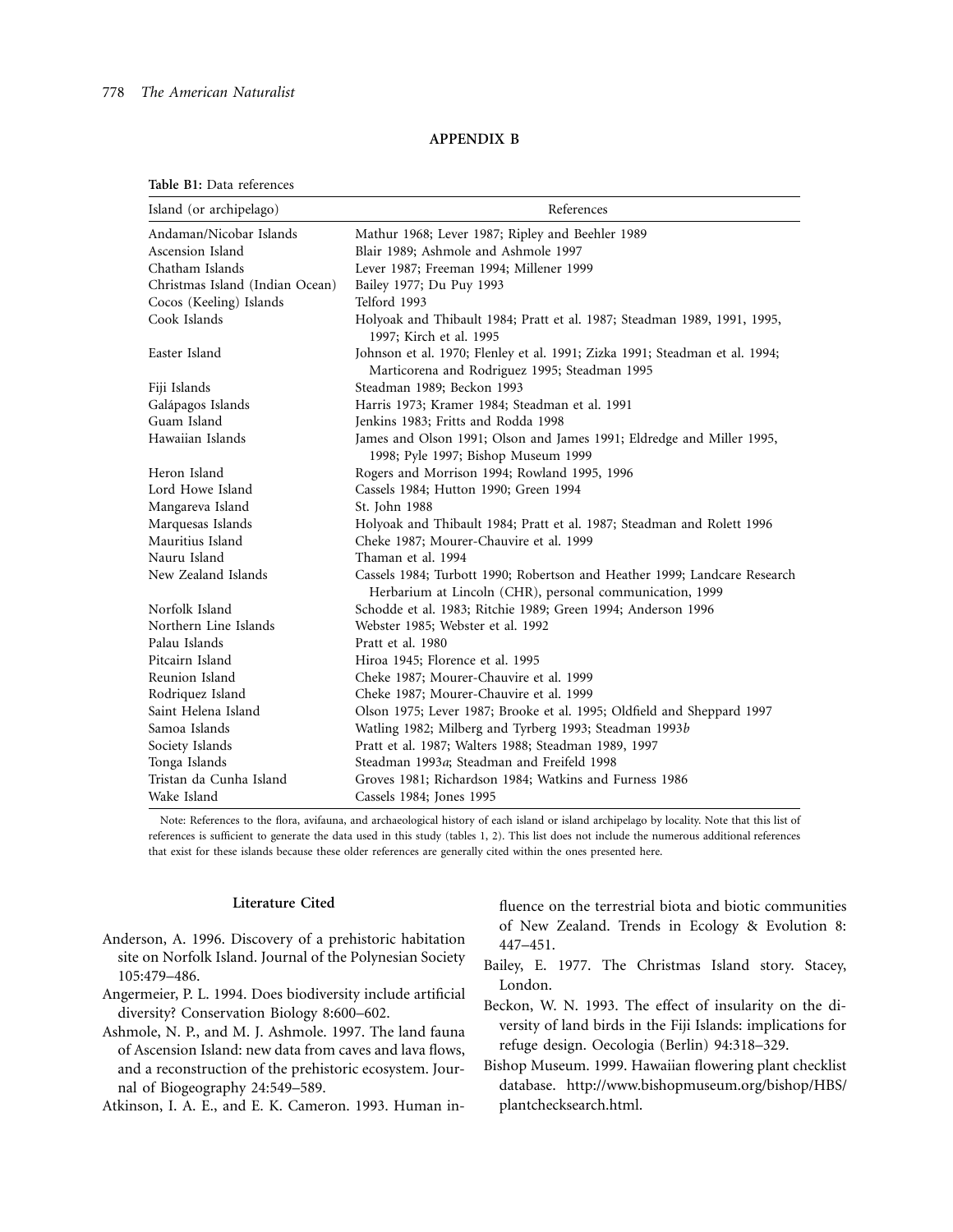## APPENDIX B

**Table B1:** Data references

| Island (or archipelago) | References |
|---|---|
| Andaman/Nicobar Islands | Mathur 1968; Lever 1987; Ripley and Beehler 1989 |
| Ascension Island | Blair 1989; Ashmole and Ashmole 1997 |
| Chatham Islands | Lever 1987; Freeman 1994; Millener 1999 |
| Christmas Island (Indian Ocean) | Bailey 1977; Du Puy 1993 |
| Cocos (Keeling) Islands | Telford 1993 |
| Cook Islands | Holyoak and Thibault 1984; Pratt et al. 1987; Steadman 1989, 1991, 1995, 1997; Kirch et al. 1995 |
| Easter Island | Johnson et al. 1970; Flenley et al. 1991; Zizka 1991; Steadman et al. 1994; Marticorena and Rodriguez 1995; Steadman 1995 |
| Fiji Islands | Steadman 1989; Beckon 1993 |
| Galápagos Islands | Harris 1973; Kramer 1984; Steadman et al. 1991 |
| Guam Island | Jenkins 1983; Fritts and Rodda 1998 |
| Hawaiian Islands | James and Olson 1991; Olson and James 1991; Eldredge and Miller 1995, 1998; Pyle 1997; Bishop Museum 1999 |
| Heron Island | Rogers and Morrison 1994; Rowland 1995, 1996 |
| Lord Howe Island | Cassels 1984; Hutton 1990; Green 1994 |
| Mangareva Island | St. John 1988 |
| Marquesas Islands | Holyoak and Thibault 1984; Pratt et al. 1987; Steadman and Rolett 1996 |
| Mauritius Island | Cheke 1987; Mourer-Chauvire et al. 1999 |
| Nauru Island | Thaman et al. 1994 |
| New Zealand Islands | Cassels 1984; Turbott 1990; Robertson and Heather 1999; Landcare Research Herbarium at Lincoln (CHR), personal communication, 1999 |
| Norfolk Island | Schodde et al. 1983; Ritchie 1989; Green 1994; Anderson 1996 |
| Northern Line Islands | Webster 1985; Webster et al. 1992 |
| Palau Islands | Pratt et al. 1980 |
| Pitcairn Island | Hiroa 1945; Florence et al. 1995 |
| Reunion Island | Cheke 1987; Mourer-Chauvire et al. 1999 |
| Rodriquez Island | Cheke 1987; Mourer-Chauvire et al. 1999 |
| Saint Helena Island | Olson 1975; Lever 1987; Brooke et al. 1995; Oldfield and Sheppard 1997 |
| Samoa Islands | Watling 1982; Milberg and Tyrberg 1993; Steadman 1993*b* |
| Society Islands | Pratt et al. 1987; Walters 1988; Steadman 1989, 1997 |
| Tonga Islands | Steadman 1993*a*; Steadman and Freifeld 1998 |
| Tristan da Cunha Island | Groves 1981; Richardson 1984; Watkins and Furness 1986 |
| Wake Island | Cassels 1984; Jones 1995 |

Note: References to the flora, avifauna, and archaeological history of each island or island archipelago by locality. Note that this list of references is sufficient to generate the data used in this study (tables 1, 2). This list does not include the numerous additional references that exist for these islands because these older references are generally cited within the ones presented here.

### Literature Cited

Anderson, A. 1996. Discovery of a prehistoric habitation site on Norfolk Island. Journal of the Polynesian Society 105:479–486.

Angermeier, P. L. 1994. Does biodiversity include artificial diversity? Conservation Biology 8:600–602.

Ashmole, N. P., and M. J. Ashmole. 1997. The land fauna of Ascension Island: new data from caves and lava flows, and a reconstruction of the prehistoric ecosystem. Journal of Biogeography 24:549–589.

Atkinson, I. A. E., and E. K. Cameron. 1993. Human influence on the terrestrial biota and biotic communities of New Zealand. Trends in Ecology & Evolution 8: 447–451.

Bailey, E. 1977. The Christmas Island story. Stacey, London.

Beckon, W. N. 1993. The effect of insularity on the diversity of land birds in the Fiji Islands: implications for refuge design. Oecologia (Berlin) 94:318–329.

Bishop Museum. 1999. Hawaiian flowering plant checklist database. http://www.bishopmuseum.org/bishop/HBS/plantchecksearch.html.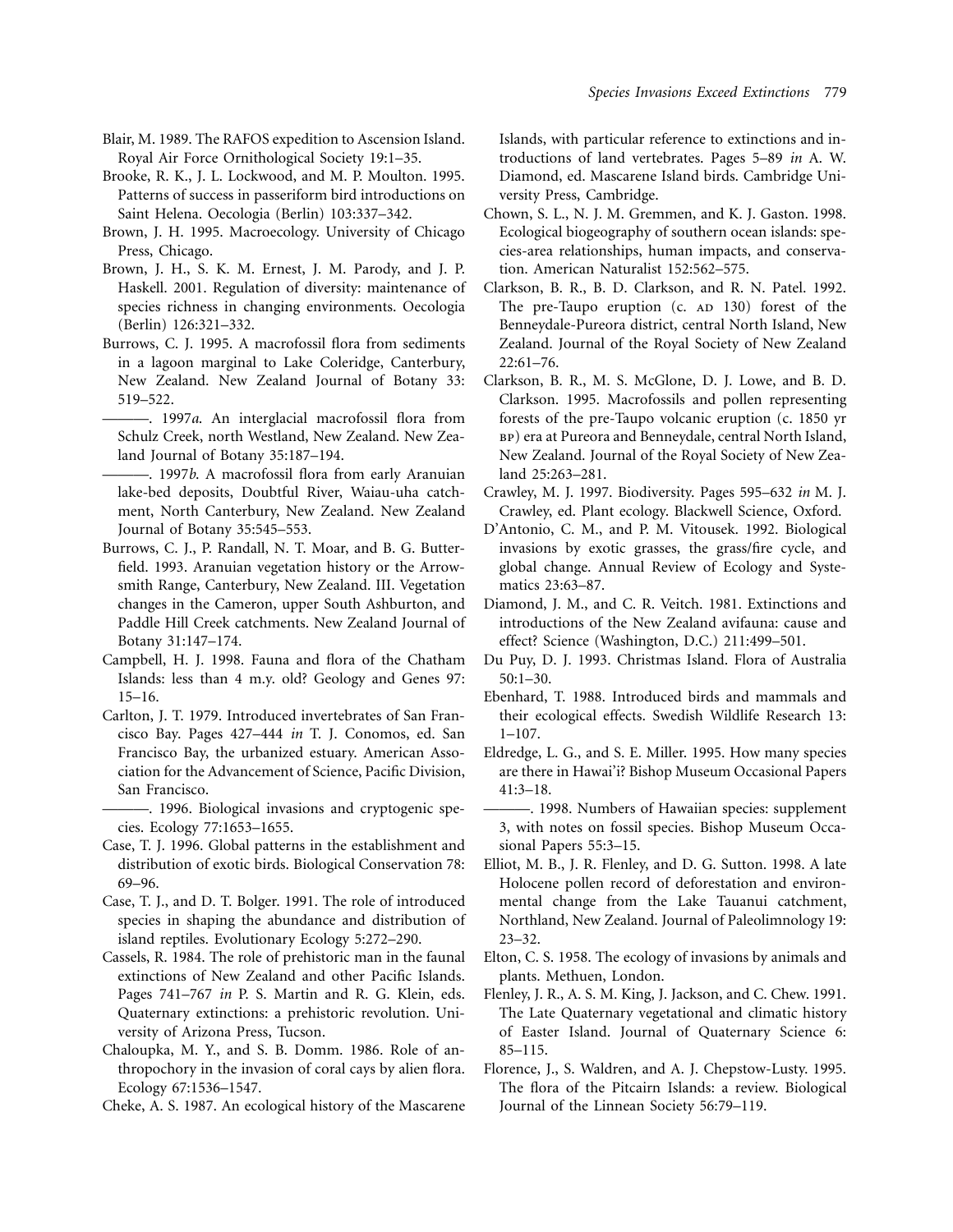Blair, M. 1989. The RAFOS expedition to Ascension Island. Royal Air Force Ornithological Society 19:1–35.

Brooke, R. K., J. L. Lockwood, and M. P. Moulton. 1995. Patterns of success in passeriform bird introductions on Saint Helena. Oecologia (Berlin) 103:337–342.

Brown, J. H. 1995. Macroecology. University of Chicago Press, Chicago.

Brown, J. H., S. K. M. Ernest, J. M. Parody, and J. P. Haskell. 2001. Regulation of diversity: maintenance of species richness in changing environments. Oecologia (Berlin) 126:321–332.

Burrows, C. J. 1995. A macrofossil flora from sediments in a lagoon marginal to Lake Coleridge, Canterbury, New Zealand. New Zealand Journal of Botany 33: 519–522.

———. 1997*a*. An interglacial macrofossil flora from Schulz Creek, north Westland, New Zealand. New Zealand Journal of Botany 35:187–194.

———. 1997*b*. A macrofossil flora from early Aranuian lake-bed deposits, Doubtful River, Waiau-uha catchment, North Canterbury, New Zealand. New Zealand Journal of Botany 35:545–553.

Burrows, C. J., P. Randall, N. T. Moar, and B. G. Butterfield. 1993. Aranuian vegetation history or the Arrowsmith Range, Canterbury, New Zealand. III. Vegetation changes in the Cameron, upper South Ashburton, and Paddle Hill Creek catchments. New Zealand Journal of Botany 31:147–174.

Campbell, H. J. 1998. Fauna and flora of the Chatham Islands: less than 4 m.y. old? Geology and Genes 97: 15–16.

Carlton, J. T. 1979. Introduced invertebrates of San Francisco Bay. Pages 427–444 *in* T. J. Conomos, ed. San Francisco Bay, the urbanized estuary. American Association for the Advancement of Science, Pacific Division, San Francisco.

———. 1996. Biological invasions and cryptogenic species. Ecology 77:1653–1655.

Case, T. J. 1996. Global patterns in the establishment and distribution of exotic birds. Biological Conservation 78: 69–96.

Case, T. J., and D. T. Bolger. 1991. The role of introduced species in shaping the abundance and distribution of island reptiles. Evolutionary Ecology 5:272–290.

Cassels, R. 1984. The role of prehistoric man in the faunal extinctions of New Zealand and other Pacific Islands. Pages 741–767 *in* P. S. Martin and R. G. Klein, eds. Quaternary extinctions: a prehistoric revolution. University of Arizona Press, Tucson.

Chaloupka, M. Y., and S. B. Domm. 1986. Role of anthropochory in the invasion of coral cays by alien flora. Ecology 67:1536–1547.

Cheke, A. S. 1987. An ecological history of the Mascarene Islands, with particular reference to extinctions and introductions of land vertebrates. Pages 5–89 *in* A. W. Diamond, ed. Mascarene Island birds. Cambridge University Press, Cambridge.

Chown, S. L., N. J. M. Gremmen, and K. J. Gaston. 1998. Ecological biogeography of southern ocean islands: species-area relationships, human impacts, and conservation. American Naturalist 152:562–575.

Clarkson, B. R., B. D. Clarkson, and R. N. Patel. 1992. The pre-Taupo eruption (c. AD 130) forest of the Benneydale-Pureora district, central North Island, New Zealand. Journal of the Royal Society of New Zealand 22:61–76.

Clarkson, B. R., M. S. McGlone, D. J. Lowe, and B. D. Clarkson. 1995. Macrofossils and pollen representing forests of the pre-Taupo volcanic eruption (c. 1850 yr BP) era at Pureora and Benneydale, central North Island, New Zealand. Journal of the Royal Society of New Zealand 25:263–281.

Crawley, M. J. 1997. Biodiversity. Pages 595–632 *in* M. J. Crawley, ed. Plant ecology. Blackwell Science, Oxford.

D'Antonio, C. M., and P. M. Vitousek. 1992. Biological invasions by exotic grasses, the grass/fire cycle, and global change. Annual Review of Ecology and Systematics 23:63–87.

Diamond, J. M., and C. R. Veitch. 1981. Extinctions and introductions of the New Zealand avifauna: cause and effect? Science (Washington, D.C.) 211:499–501.

Du Puy, D. J. 1993. Christmas Island. Flora of Australia 50:1–30.

Ebenhard, T. 1988. Introduced birds and mammals and their ecological effects. Swedish Wildlife Research 13: 1–107.

Eldredge, L. G., and S. E. Miller. 1995. How many species are there in Hawai'i? Bishop Museum Occasional Papers 41:3–18.

———. 1998. Numbers of Hawaiian species: supplement 3, with notes on fossil species. Bishop Museum Occasional Papers 55:3–15.

Elliot, M. B., J. R. Flenley, and D. G. Sutton. 1998. A late Holocene pollen record of deforestation and environmental change from the Lake Tauanui catchment, Northland, New Zealand. Journal of Paleolimnology 19: 23–32.

Elton, C. S. 1958. The ecology of invasions by animals and plants. Methuen, London.

Flenley, J. R., A. S. M. King, J. Jackson, and C. Chew. 1991. The Late Quaternary vegetational and climatic history of Easter Island. Journal of Quaternary Science 6: 85–115.

Florence, J., S. Waldren, and A. J. Chepstow-Lusty. 1995. The flora of the Pitcairn Islands: a review. Biological Journal of the Linnean Society 56:79–119.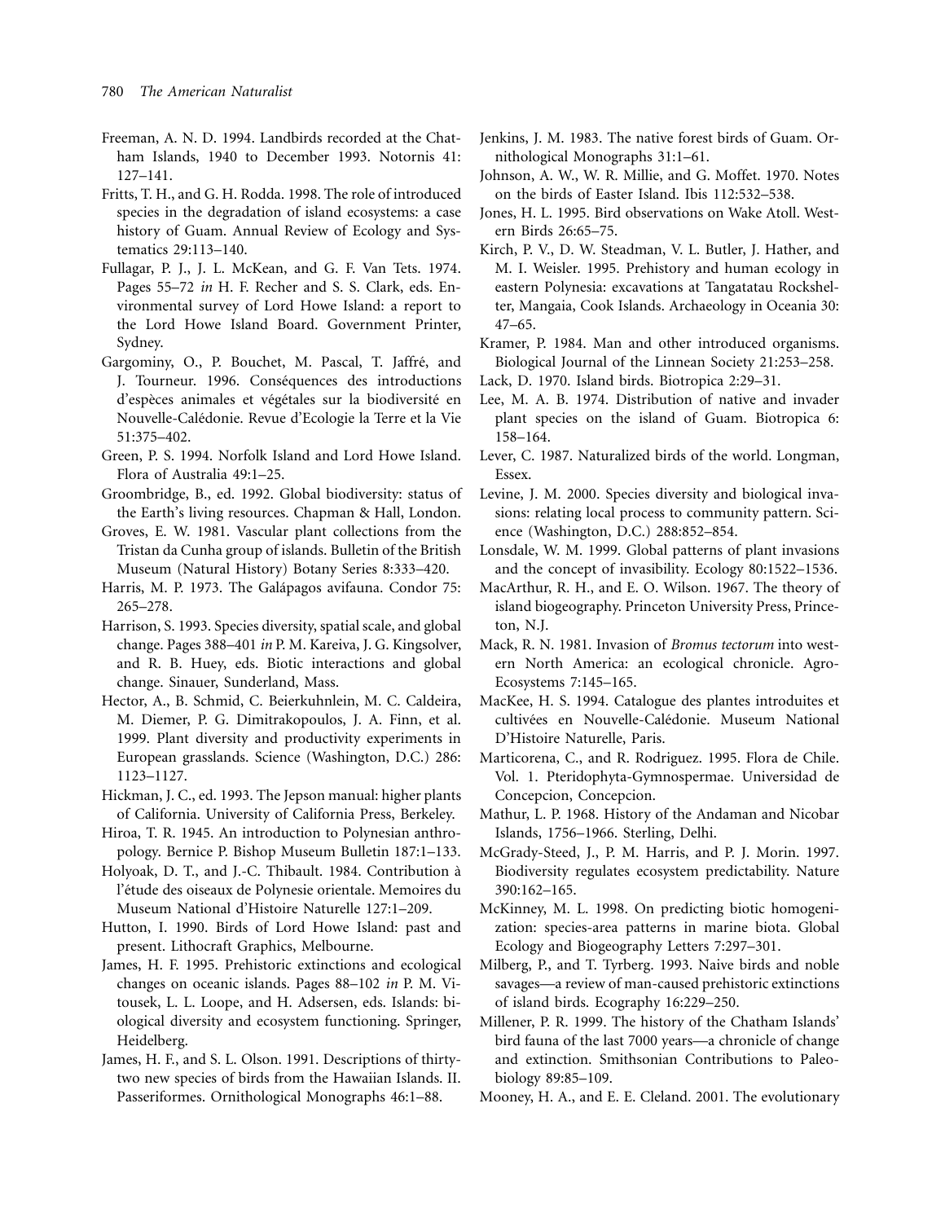Freeman, A. N. D. 1994. Landbirds recorded at the Chatham Islands, 1940 to December 1993. Notornis 41: 127–141.

Fritts, T. H., and G. H. Rodda. 1998. The role of introduced species in the degradation of island ecosystems: a case history of Guam. Annual Review of Ecology and Systematics 29:113–140.

Fullagar, P. J., J. L. McKean, and G. F. Van Tets. 1974. Pages 55–72 *in* H. F. Recher and S. S. Clark, eds. Environmental survey of Lord Howe Island: a report to the Lord Howe Island Board. Government Printer, Sydney.

Gargominy, O., P. Bouchet, M. Pascal, T. Jaffré, and J. Tourneur. 1996. Conséquences des introductions d'espèces animales et végétales sur la biodiversité en Nouvelle-Calédonie. Revue d'Ecologie la Terre et la Vie 51:375–402.

Green, P. S. 1994. Norfolk Island and Lord Howe Island. Flora of Australia 49:1–25.

Groombridge, B., ed. 1992. Global biodiversity: status of the Earth's living resources. Chapman & Hall, London.

Groves, E. W. 1981. Vascular plant collections from the Tristan da Cunha group of islands. Bulletin of the British Museum (Natural History) Botany Series 8:333–420.

Harris, M. P. 1973. The Galápagos avifauna. Condor 75: 265–278.

Harrison, S. 1993. Species diversity, spatial scale, and global change. Pages 388–401 *in* P. M. Kareiva, J. G. Kingsolver, and R. B. Huey, eds. Biotic interactions and global change. Sinauer, Sunderland, Mass.

Hector, A., B. Schmid, C. Beierkuhnlein, M. C. Caldeira, M. Diemer, P. G. Dimitrakopoulos, J. A. Finn, et al. 1999. Plant diversity and productivity experiments in European grasslands. Science (Washington, D.C.) 286: 1123–1127.

Hickman, J. C., ed. 1993. The Jepson manual: higher plants of California. University of California Press, Berkeley.

Hiroa, T. R. 1945. An introduction to Polynesian anthropology. Bernice P. Bishop Museum Bulletin 187:1–133.

Holyoak, D. T., and J.-C. Thibault. 1984. Contribution à l'étude des oiseaux de Polynesie orientale. Memoires du Museum National d'Histoire Naturelle 127:1–209.

Hutton, I. 1990. Birds of Lord Howe Island: past and present. Lithocraft Graphics, Melbourne.

James, H. F. 1995. Prehistoric extinctions and ecological changes on oceanic islands. Pages 88–102 *in* P. M. Vitousek, L. L. Loope, and H. Adsersen, eds. Islands: biological diversity and ecosystem functioning. Springer, Heidelberg.

James, H. F., and S. L. Olson. 1991. Descriptions of thirty-two new species of birds from the Hawaiian Islands. II. Passeriformes. Ornithological Monographs 46:1–88.

Jenkins, J. M. 1983. The native forest birds of Guam. Ornithological Monographs 31:1–61.

Johnson, A. W., W. R. Millie, and G. Moffet. 1970. Notes on the birds of Easter Island. Ibis 112:532–538.

Jones, H. L. 1995. Bird observations on Wake Atoll. Western Birds 26:65–75.

Kirch, P. V., D. W. Steadman, V. L. Butler, J. Hather, and M. I. Weisler. 1995. Prehistory and human ecology in eastern Polynesia: excavations at Tangatatau Rockshelter, Mangaia, Cook Islands. Archaeology in Oceania 30: 47–65.

Kramer, P. 1984. Man and other introduced organisms. Biological Journal of the Linnean Society 21:253–258.

Lack, D. 1970. Island birds. Biotropica 2:29–31.

Lee, M. A. B. 1974. Distribution of native and invader plant species on the island of Guam. Biotropica 6: 158–164.

Lever, C. 1987. Naturalized birds of the world. Longman, Essex.

Levine, J. M. 2000. Species diversity and biological invasions: relating local process to community pattern. Science (Washington, D.C.) 288:852–854.

Lonsdale, W. M. 1999. Global patterns of plant invasions and the concept of invasibility. Ecology 80:1522–1536.

MacArthur, R. H., and E. O. Wilson. 1967. The theory of island biogeography. Princeton University Press, Princeton, N.J.

Mack, R. N. 1981. Invasion of *Bromus tectorum* into western North America: an ecological chronicle. Agro-Ecosystems 7:145–165.

MacKee, H. S. 1994. Catalogue des plantes introduites et cultivées en Nouvelle-Calédonie. Museum National D'Histoire Naturelle, Paris.

Marticorena, C., and R. Rodriguez. 1995. Flora de Chile. Vol. 1. Pteridophyta-Gymnospermae. Universidad de Concepcion, Concepcion.

Mathur, L. P. 1968. History of the Andaman and Nicobar Islands, 1756–1966. Sterling, Delhi.

McGrady-Steed, J., P. M. Harris, and P. J. Morin. 1997. Biodiversity regulates ecosystem predictability. Nature 390:162–165.

McKinney, M. L. 1998. On predicting biotic homogenization: species-area patterns in marine biota. Global Ecology and Biogeography Letters 7:297–301.

Milberg, P., and T. Tyrberg. 1993. Naive birds and noble savages—a review of man-caused prehistoric extinctions of island birds. Ecography 16:229–250.

Millener, P. R. 1999. The history of the Chatham Islands' bird fauna of the last 7000 years—a chronicle of change and extinction. Smithsonian Contributions to Paleobiology 89:85–109.

Mooney, H. A., and E. E. Cleland. 2001. The evolutionary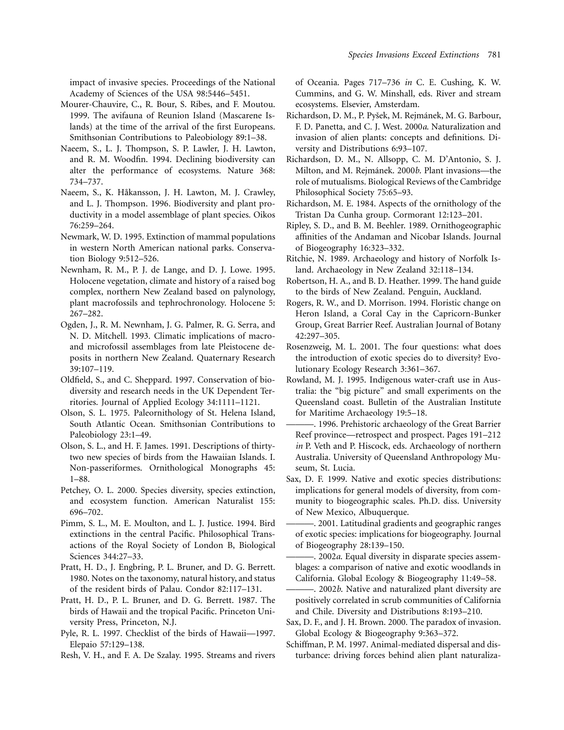impact of invasive species. Proceedings of the National Academy of Sciences of the USA 98:5446–5451.

Mourer-Chauvire, C., R. Bour, S. Ribes, and F. Moutou. 1999. The avifauna of Reunion Island (Mascarene Islands) at the time of the arrival of the first Europeans. Smithsonian Contributions to Paleobiology 89:1–38.

Naeem, S., L. J. Thompson, S. P. Lawler, J. H. Lawton, and R. M. Woodfin. 1994. Declining biodiversity can alter the performance of ecosystems. Nature 368: 734–737.

Naeem, S., K. Håkansson, J. H. Lawton, M. J. Crawley, and L. J. Thompson. 1996. Biodiversity and plant productivity in a model assemblage of plant species. Oikos 76:259–264.

Newmark, W. D. 1995. Extinction of mammal populations in western North American national parks. Conservation Biology 9:512–526.

Newnham, R. M., P. J. de Lange, and D. J. Lowe. 1995. Holocene vegetation, climate and history of a raised bog complex, northern New Zealand based on palynology, plant macrofossils and tephrochronology. Holocene 5: 267–282.

Ogden, J., R. M. Newnham, J. G. Palmer, R. G. Serra, and N. D. Mitchell. 1993. Climatic implications of macro- and microfossil assemblages from late Pleistocene deposits in northern New Zealand. Quaternary Research 39:107–119.

Oldfield, S., and C. Sheppard. 1997. Conservation of biodiversity and research needs in the UK Dependent Territories. Journal of Applied Ecology 34:1111–1121.

Olson, S. L. 1975. Paleornithology of St. Helena Island, South Atlantic Ocean. Smithsonian Contributions to Paleobiology 23:1–49.

Olson, S. L., and H. F. James. 1991. Descriptions of thirty-two new species of birds from the Hawaiian Islands. I. Non-passeriformes. Ornithological Monographs 45: 1–88.

Petchey, O. L. 2000. Species diversity, species extinction, and ecosystem function. American Naturalist 155: 696–702.

Pimm, S. L., M. E. Moulton, and L. J. Justice. 1994. Bird extinctions in the central Pacific. Philosophical Transactions of the Royal Society of London B, Biological Sciences 344:27–33.

Pratt, H. D., J. Engbring, P. L. Bruner, and D. G. Berrett. 1980. Notes on the taxonomy, natural history, and status of the resident birds of Palau. Condor 82:117–131.

Pratt, H. D., P. L. Bruner, and D. G. Berrett. 1987. The birds of Hawaii and the tropical Pacific. Princeton University Press, Princeton, N.J.

Pyle, R. L. 1997. Checklist of the birds of Hawaii—1997. Elepaio 57:129–138.

Resh, V. H., and F. A. De Szalay. 1995. Streams and rivers of Oceania. Pages 717–736 *in* C. E. Cushing, K. W. Cummins, and G. W. Minshall, eds. River and stream ecosystems. Elsevier, Amsterdam.

Richardson, D. M., P. Pyšek, M. Rejmánek, M. G. Barbour, F. D. Panetta, and C. J. West. 2000*a*. Naturalization and invasion of alien plants: concepts and definitions. Diversity and Distributions 6:93–107.

Richardson, D. M., N. Allsopp, C. M. D'Antonio, S. J. Milton, and M. Rejmánek. 2000*b*. Plant invasions—the role of mutualisms. Biological Reviews of the Cambridge Philosophical Society 75:65–93.

Richardson, M. E. 1984. Aspects of the ornithology of the Tristan Da Cunha group. Cormorant 12:123–201.

Ripley, S. D., and B. M. Beehler. 1989. Ornithogeographic affinities of the Andaman and Nicobar Islands. Journal of Biogeography 16:323–332.

Ritchie, N. 1989. Archaeology and history of Norfolk Island. Archaeology in New Zealand 32:118–134.

Robertson, H. A., and B. D. Heather. 1999. The hand guide to the birds of New Zealand. Penguin, Auckland.

Rogers, R. W., and D. Morrison. 1994. Floristic change on Heron Island, a Coral Cay in the Capricorn-Bunker Group, Great Barrier Reef. Australian Journal of Botany 42:297–305.

Rosenzweig, M. L. 2001. The four questions: what does the introduction of exotic species do to diversity? Evolutionary Ecology Research 3:361–367.

Rowland, M. J. 1995. Indigenous water-craft use in Australia: the "big picture" and small experiments on the Queensland coast. Bulletin of the Australian Institute for Maritime Archaeology 19:5–18.

———. 1996. Prehistoric archaeology of the Great Barrier Reef province—retrospect and prospect. Pages 191–212 *in* P. Veth and P. Hiscock, eds. Archaeology of northern Australia. University of Queensland Anthropology Museum, St. Lucia.

Sax, D. F. 1999. Native and exotic species distributions: implications for general models of diversity, from community to biogeographic scales. Ph.D. diss. University of New Mexico, Albuquerque.

———. 2001. Latitudinal gradients and geographic ranges of exotic species: implications for biogeography. Journal of Biogeography 28:139–150.

———. 2002*a*. Equal diversity in disparate species assemblages: a comparison of native and exotic woodlands in California. Global Ecology & Biogeography 11:49–58.

———. 2002*b*. Native and naturalized plant diversity are positively correlated in scrub communities of California and Chile. Diversity and Distributions 8:193–210.

Sax, D. F., and J. H. Brown. 2000. The paradox of invasion. Global Ecology & Biogeography 9:363–372.

Schiffman, P. M. 1997. Animal-mediated dispersal and disturbance: driving forces behind alien plant naturaliza-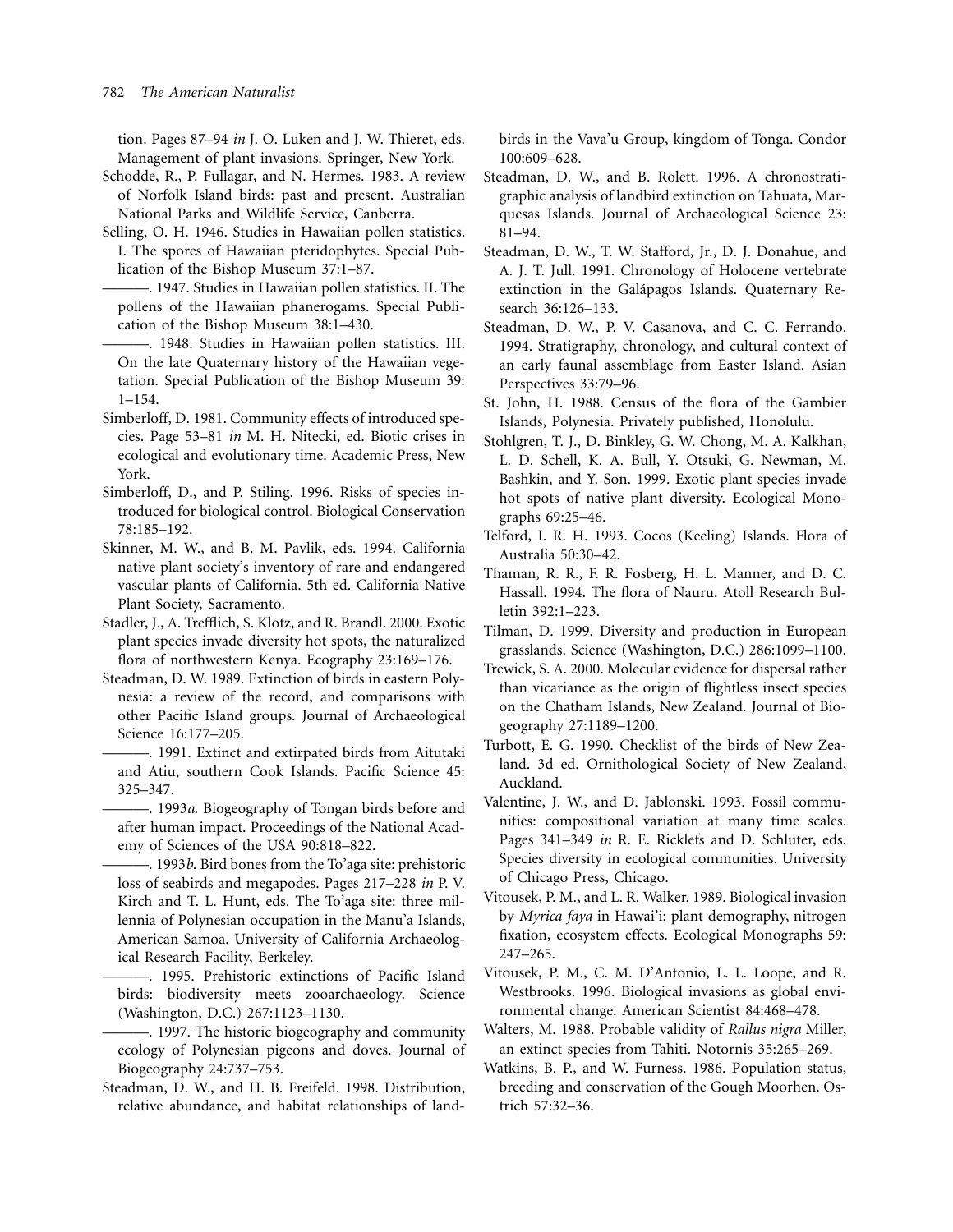tion. Pages 87–94 *in* J. O. Luken and J. W. Thieret, eds. Management of plant invasions. Springer, New York.

Schodde, R., P. Fullagar, and N. Hermes. 1983. A review of Norfolk Island birds: past and present. Australian National Parks and Wildlife Service, Canberra.

Selling, O. H. 1946. Studies in Hawaiian pollen statistics. I. The spores of Hawaiian pteridophytes. Special Publication of the Bishop Museum 37:1–87.

———. 1947. Studies in Hawaiian pollen statistics. II. The pollens of the Hawaiian phanerogams. Special Publication of the Bishop Museum 38:1–430.

———. 1948. Studies in Hawaiian pollen statistics. III. On the late Quaternary history of the Hawaiian vegetation. Special Publication of the Bishop Museum 39: 1–154.

Simberloff, D. 1981. Community effects of introduced species. Page 53–81 *in* M. H. Nitecki, ed. Biotic crises in ecological and evolutionary time. Academic Press, New York.

Simberloff, D., and P. Stiling. 1996. Risks of species introduced for biological control. Biological Conservation 78:185–192.

Skinner, M. W., and B. M. Pavlik, eds. 1994. California native plant society's inventory of rare and endangered vascular plants of California. 5th ed. California Native Plant Society, Sacramento.

Stadler, J., A. Trefflich, S. Klotz, and R. Brandl. 2000. Exotic plant species invade diversity hot spots, the naturalized flora of northwestern Kenya. Ecography 23:169–176.

Steadman, D. W. 1989. Extinction of birds in eastern Polynesia: a review of the record, and comparisons with other Pacific Island groups. Journal of Archaeological Science 16:177–205.

———. 1991. Extinct and extirpated birds from Aitutaki and Atiu, southern Cook Islands. Pacific Science 45: 325–347.

———. 1993*a.* Biogeography of Tongan birds before and after human impact. Proceedings of the National Academy of Sciences of the USA 90:818–822.

———. 1993*b*. Bird bones from the To'aga site: prehistoric loss of seabirds and megapodes. Pages 217–228 *in* P. V. Kirch and T. L. Hunt, eds. The To'aga site: three millennia of Polynesian occupation in the Manu'a Islands, American Samoa. University of California Archaeological Research Facility, Berkeley.

———. 1995. Prehistoric extinctions of Pacific Island birds: biodiversity meets zooarchaeology. Science (Washington, D.C.) 267:1123–1130.

———. 1997. The historic biogeography and community ecology of Polynesian pigeons and doves. Journal of Biogeography 24:737–753.

Steadman, D. W., and H. B. Freifeld. 1998. Distribution, relative abundance, and habitat relationships of landbirds in the Vava'u Group, kingdom of Tonga. Condor 100:609–628.

Steadman, D. W., and B. Rolett. 1996. A chronostratigraphic analysis of landbird extinction on Tahuata, Marquesas Islands. Journal of Archaeological Science 23: 81–94.

Steadman, D. W., T. W. Stafford, Jr., D. J. Donahue, and A. J. T. Jull. 1991. Chronology of Holocene vertebrate extinction in the Galápagos Islands. Quaternary Research 36:126–133.

Steadman, D. W., P. V. Casanova, and C. C. Ferrando. 1994. Stratigraphy, chronology, and cultural context of an early faunal assemblage from Easter Island. Asian Perspectives 33:79–96.

St. John, H. 1988. Census of the flora of the Gambier Islands, Polynesia. Privately published, Honolulu.

Stohlgren, T. J., D. Binkley, G. W. Chong, M. A. Kalkhan, L. D. Schell, K. A. Bull, Y. Otsuki, G. Newman, M. Bashkin, and Y. Son. 1999. Exotic plant species invade hot spots of native plant diversity. Ecological Monographs 69:25–46.

Telford, I. R. H. 1993. Cocos (Keeling) Islands. Flora of Australia 50:30–42.

Thaman, R. R., F. R. Fosberg, H. L. Manner, and D. C. Hassall. 1994. The flora of Nauru. Atoll Research Bulletin 392:1–223.

Tilman, D. 1999. Diversity and production in European grasslands. Science (Washington, D.C.) 286:1099–1100.

Trewick, S. A. 2000. Molecular evidence for dispersal rather than vicariance as the origin of flightless insect species on the Chatham Islands, New Zealand. Journal of Biogeography 27:1189–1200.

Turbott, E. G. 1990. Checklist of the birds of New Zealand. 3d ed. Ornithological Society of New Zealand, Auckland.

Valentine, J. W., and D. Jablonski. 1993. Fossil communities: compositional variation at many time scales. Pages 341–349 *in* R. E. Ricklefs and D. Schluter, eds. Species diversity in ecological communities. University of Chicago Press, Chicago.

Vitousek, P. M., and L. R. Walker. 1989. Biological invasion by *Myrica faya* in Hawai'i: plant demography, nitrogen fixation, ecosystem effects. Ecological Monographs 59: 247–265.

Vitousek, P. M., C. M. D'Antonio, L. L. Loope, and R. Westbrooks. 1996. Biological invasions as global environmental change. American Scientist 84:468–478.

Walters, M. 1988. Probable validity of *Rallus nigra* Miller, an extinct species from Tahiti. Notornis 35:265–269.

Watkins, B. P., and W. Furness. 1986. Population status, breeding and conservation of the Gough Moorhen. Ostrich 57:32–36.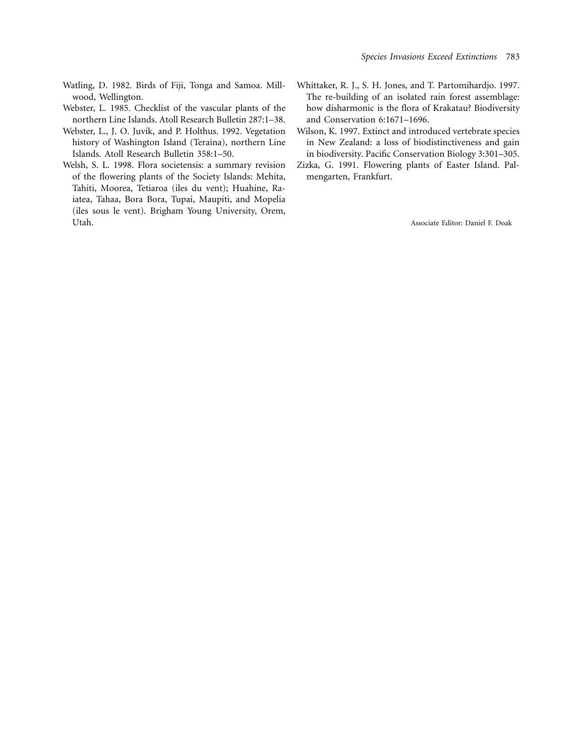Watling, D. 1982. Birds of Fiji, Tonga and Samoa. Millwood, Wellington.

Webster, L. 1985. Checklist of the vascular plants of the northern Line Islands. Atoll Research Bulletin 287:1–38.

Webster, L., J. O. Juvik, and P. Holthus. 1992. Vegetation history of Washington Island (Teraina), northern Line Islands. Atoll Research Bulletin 358:1–50.

Welsh, S. L. 1998. Flora societensis: a summary revision of the flowering plants of the Society Islands: Mehita, Tahiti, Moorea, Tetiaroa (iles du vent); Huahine, Raiatea, Tahaa, Bora Bora, Tupai, Maupiti, and Mopelia (iles sous le vent). Brigham Young University, Orem, Utah.

Whittaker, R. J., S. H. Jones, and T. Partomihardjo. 1997. The re-building of an isolated rain forest assemblage: how disharmonic is the flora of Krakatau? Biodiversity and Conservation 6:1671–1696.

Wilson, K. 1997. Extinct and introduced vertebrate species in New Zealand: a loss of biodistinctiveness and gain in biodiversity. Pacific Conservation Biology 3:301–305.

Zizka, G. 1991. Flowering plants of Easter Island. Palmengarten, Frankfurt.

Associate Editor: Daniel F. Doak